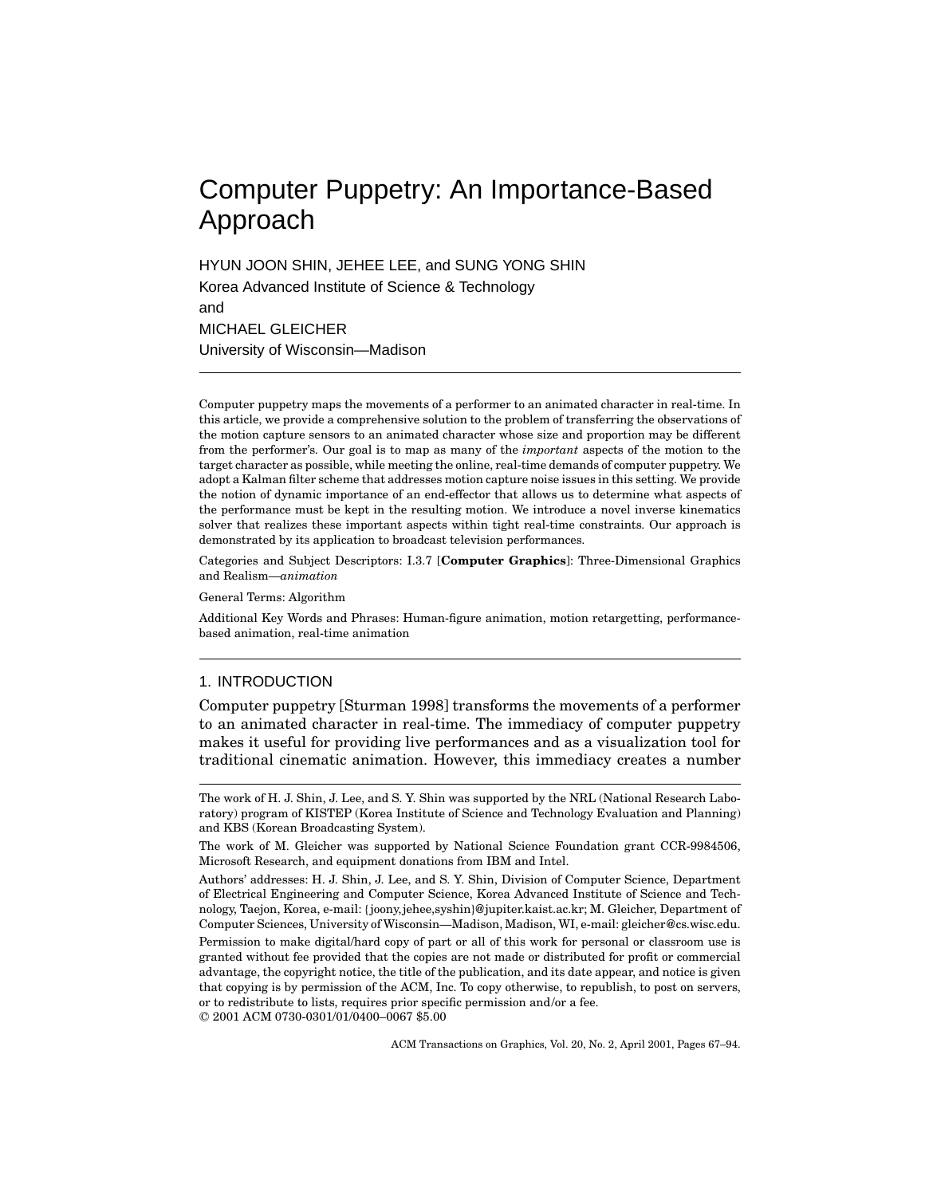# Computer Puppetry: An Importance-Based Approach

HYUN JOON SHIN, JEHEE LEE, and SUNG YONG SHIN
Korea Advanced Institute of Science & Technology
and
MICHAEL GLEICHER
University of Wisconsin—Madison

---

Computer puppetry maps the movements of a performer to an animated character in real-time. In this article, we provide a comprehensive solution to the problem of transferring the observations of the motion capture sensors to an animated character whose size and proportion may be different from the performer's. Our goal is to map as many of the *important* aspects of the motion to the target character as possible, while meeting the online, real-time demands of computer puppetry. We adopt a Kalman filter scheme that addresses motion capture noise issues in this setting. We provide the notion of dynamic importance of an end-effector that allows us to determine what aspects of the performance must be kept in the resulting motion. We introduce a novel inverse kinematics solver that realizes these important aspects within tight real-time constraints. Our approach is demonstrated by its application to broadcast television performances.

Categories and Subject Descriptors: I.3.7 [**Computer Graphics**]: Three-Dimensional Graphics and Realism—*animation*

General Terms: Algorithm

Additional Key Words and Phrases: Human-figure animation, motion retargetting, performance-based animation, real-time animation

---

## 1. INTRODUCTION

Computer puppetry [Sturman 1998] transforms the movements of a performer to an animated character in real-time. The immediacy of computer puppetry makes it useful for providing live performances and as a visualization tool for traditional cinematic animation. However, this immediacy creates a number

---

The work of H. J. Shin, J. Lee, and S. Y. Shin was supported by the NRL (National Research Laboratory) program of KISTEP (Korea Institute of Science and Technology Evaluation and Planning) and KBS (Korean Broadcasting System).

The work of M. Gleicher was supported by National Science Foundation grant CCR-9984506, Microsoft Research, and equipment donations from IBM and Intel.

Authors' addresses: H. J. Shin, J. Lee, and S. Y. Shin, Division of Computer Science, Department of Electrical Engineering and Computer Science, Korea Advanced Institute of Science and Technology, Taejon, Korea, e-mail: {joony,jehee,syshin}@jupiter.kaist.ac.kr; M. Gleicher, Department of Computer Sciences, University of Wisconsin—Madison, Madison, WI, e-mail: gleicher@cs.wisc.edu.

Permission to make digital/hard copy of part or all of this work for personal or classroom use is granted without fee provided that the copies are not made or distributed for profit or commercial advantage, the copyright notice, the title of the publication, and its date appear, and notice is given that copying is by permission of the ACM, Inc. To copy otherwise, to republish, to post on servers, or to redistribute to lists, requires prior specific permission and/or a fee.
© 2001 ACM 0730-0301/01/0400–0067 $5.00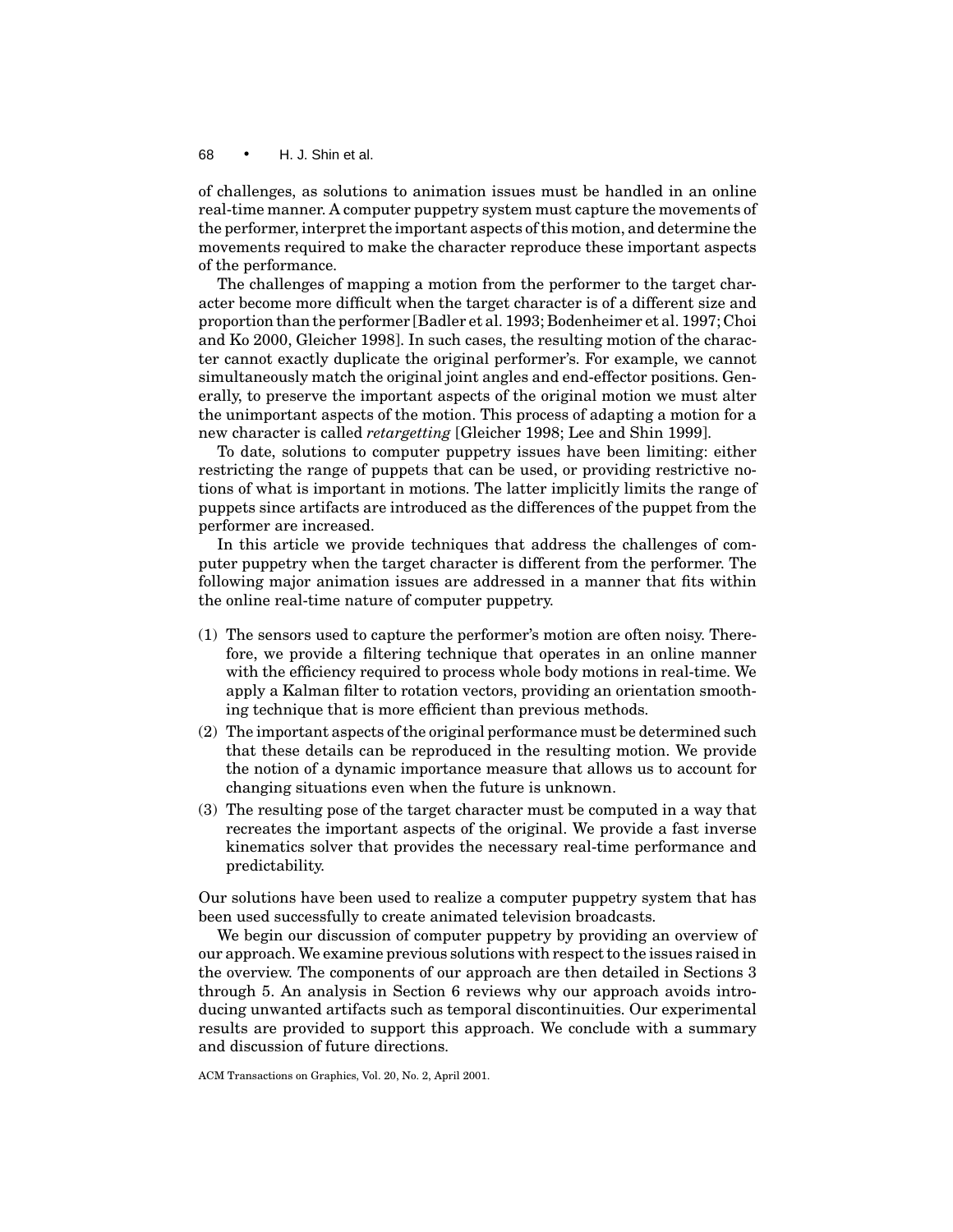of challenges, as solutions to animation issues must be handled in an online real-time manner. A computer puppetry system must capture the movements of the performer, interpret the important aspects of this motion, and determine the movements required to make the character reproduce these important aspects of the performance.

The challenges of mapping a motion from the performer to the target character become more difficult when the target character is of a different size and proportion than the performer [Badler et al. 1993; Bodenheimer et al. 1997; Choi and Ko 2000, Gleicher 1998]. In such cases, the resulting motion of the character cannot exactly duplicate the original performer's. For example, we cannot simultaneously match the original joint angles and end-effector positions. Generally, to preserve the important aspects of the original motion we must alter the unimportant aspects of the motion. This process of adapting a motion for a new character is called *retargetting* [Gleicher 1998; Lee and Shin 1999].

To date, solutions to computer puppetry issues have been limiting: either restricting the range of puppets that can be used, or providing restrictive notions of what is important in motions. The latter implicitly limits the range of puppets since artifacts are introduced as the differences of the puppet from the performer are increased.

In this article we provide techniques that address the challenges of computer puppetry when the target character is different from the performer. The following major animation issues are addressed in a manner that fits within the online real-time nature of computer puppetry.

(1) The sensors used to capture the performer's motion are often noisy. Therefore, we provide a filtering technique that operates in an online manner with the efficiency required to process whole body motions in real-time. We apply a Kalman filter to rotation vectors, providing an orientation smoothing technique that is more efficient than previous methods.
(2) The important aspects of the original performance must be determined such that these details can be reproduced in the resulting motion. We provide the notion of a dynamic importance measure that allows us to account for changing situations even when the future is unknown.
(3) The resulting pose of the target character must be computed in a way that recreates the important aspects of the original. We provide a fast inverse kinematics solver that provides the necessary real-time performance and predictability.

Our solutions have been used to realize a computer puppetry system that has been used successfully to create animated television broadcasts.

We begin our discussion of computer puppetry by providing an overview of our approach. We examine previous solutions with respect to the issues raised in the overview. The components of our approach are then detailed in Sections 3 through 5. An analysis in Section 6 reviews why our approach avoids introducing unwanted artifacts such as temporal discontinuities. Our experimental results are provided to support this approach. We conclude with a summary and discussion of future directions.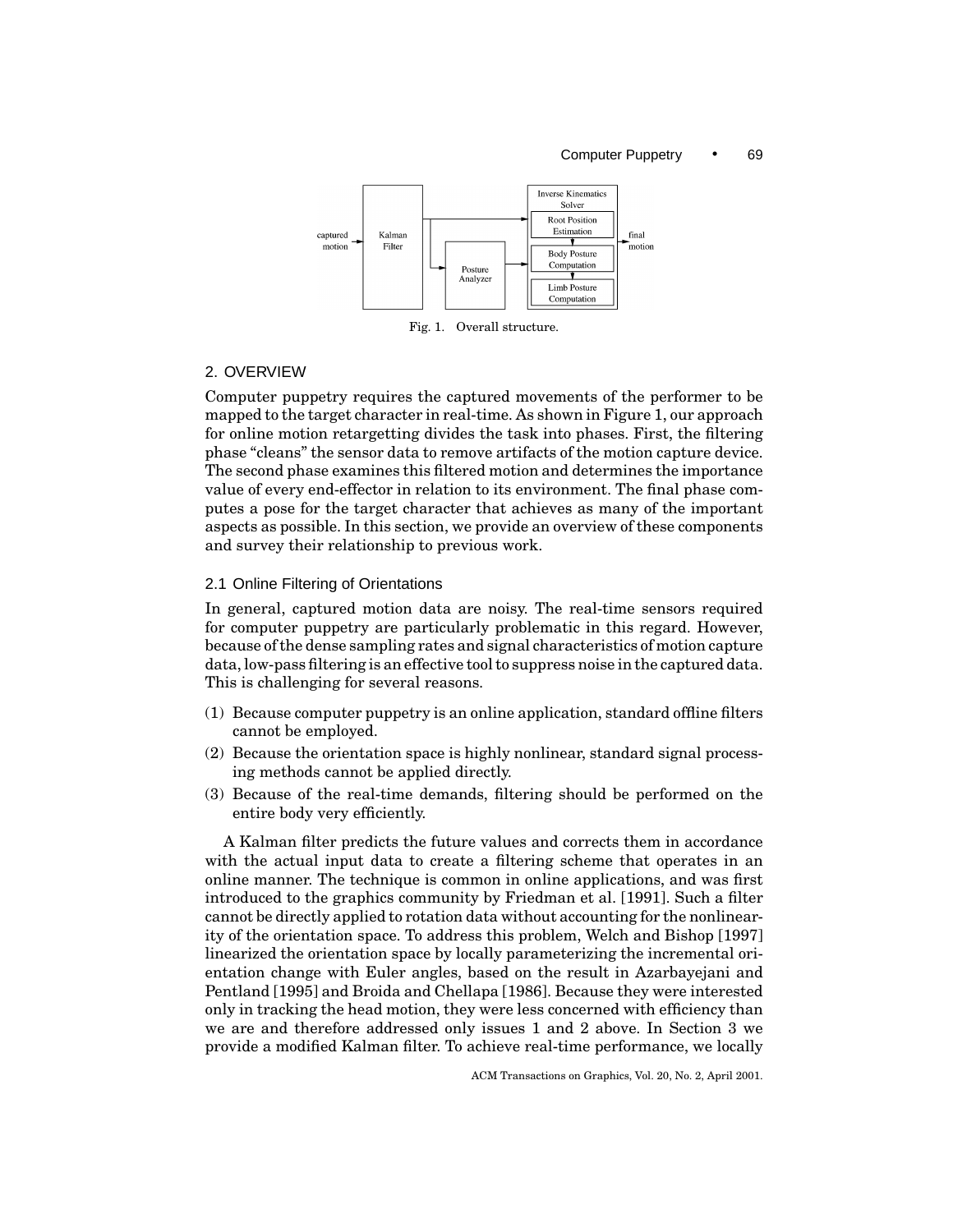Fig. 1. Overall structure.

## 2. OVERVIEW

Computer puppetry requires the captured movements of the performer to be mapped to the target character in real-time. As shown in Figure 1, our approach for online motion retargetting divides the task into phases. First, the filtering phase "cleans" the sensor data to remove artifacts of the motion capture device. The second phase examines this filtered motion and determines the importance value of every end-effector in relation to its environment. The final phase computes a pose for the target character that achieves as many of the important aspects as possible. In this section, we provide an overview of these components and survey their relationship to previous work.

### 2.1 Online Filtering of Orientations

In general, captured motion data are noisy. The real-time sensors required for computer puppetry are particularly problematic in this regard. However, because of the dense sampling rates and signal characteristics of motion capture data, low-pass filtering is an effective tool to suppress noise in the captured data. This is challenging for several reasons.

(1) Because computer puppetry is an online application, standard offline filters cannot be employed.
(2) Because the orientation space is highly nonlinear, standard signal processing methods cannot be applied directly.
(3) Because of the real-time demands, filtering should be performed on the entire body very efficiently.

A Kalman filter predicts the future values and corrects them in accordance with the actual input data to create a filtering scheme that operates in an online manner. The technique is common in online applications, and was first introduced to the graphics community by Friedman et al. [1991]. Such a filter cannot be directly applied to rotation data without accounting for the nonlinearity of the orientation space. To address this problem, Welch and Bishop [1997] linearized the orientation space by locally parameterizing the incremental orientation change with Euler angles, based on the result in Azarbayejani and Pentland [1995] and Broida and Chellapa [1986]. Because they were interested only in tracking the head motion, they were less concerned with efficiency than we are and therefore addressed only issues 1 and 2 above. In Section 3 we provide a modified Kalman filter. To achieve real-time performance, we locally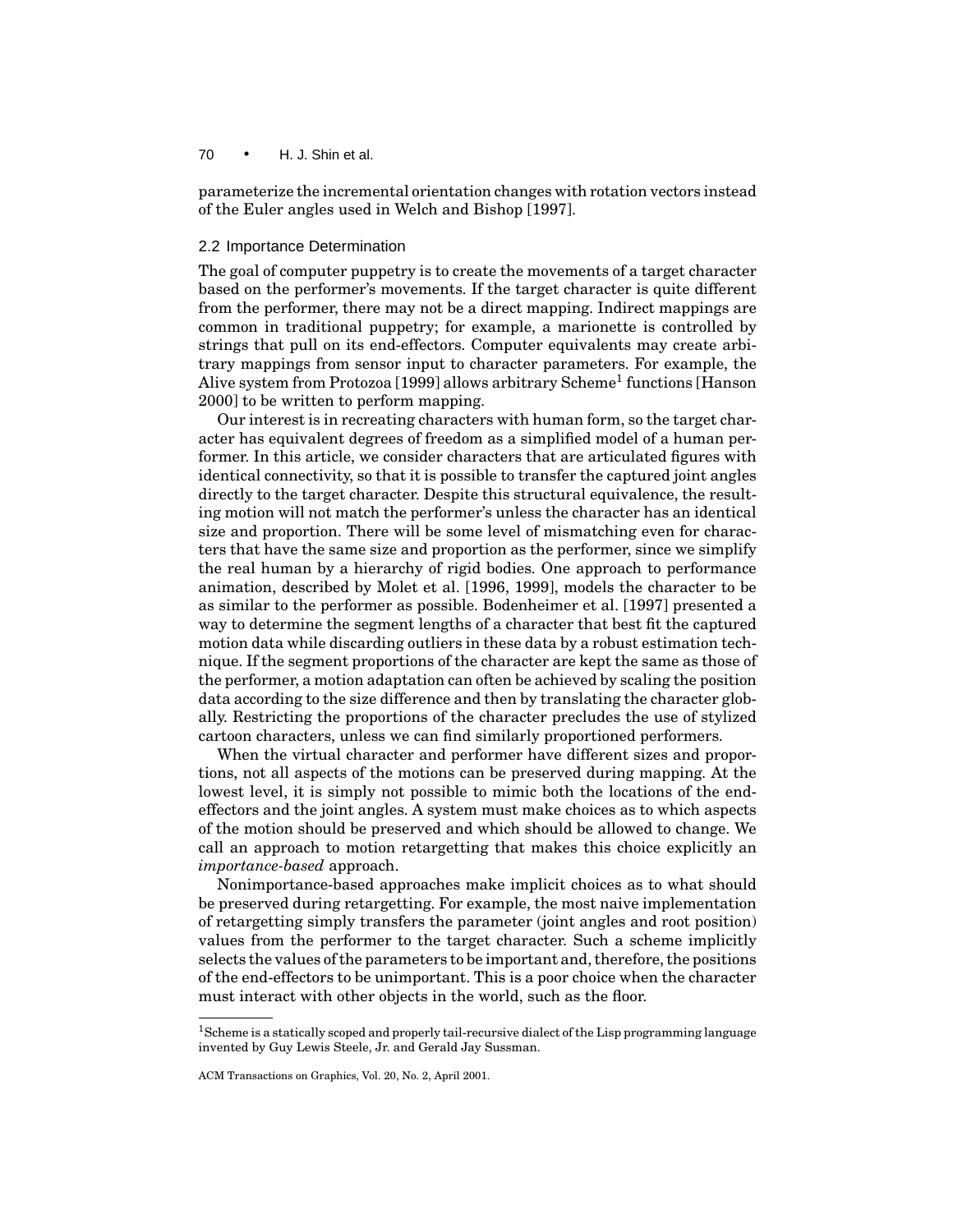parameterize the incremental orientation changes with rotation vectors instead of the Euler angles used in Welch and Bishop [1997].

### 2.2 Importance Determination

The goal of computer puppetry is to create the movements of a target character based on the performer's movements. If the target character is quite different from the performer, there may not be a direct mapping. Indirect mappings are common in traditional puppetry; for example, a marionette is controlled by strings that pull on its end-effectors. Computer equivalents may create arbitrary mappings from sensor input to character parameters. For example, the Alive system from Protozoa [1999] allows arbitrary Scheme[1] functions [Hanson 2000] to be written to perform mapping.

Our interest is in recreating characters with human form, so the target character has equivalent degrees of freedom as a simplified model of a human performer. In this article, we consider characters that are articulated figures with identical connectivity, so that it is possible to transfer the captured joint angles directly to the target character. Despite this structural equivalence, the resulting motion will not match the performer's unless the character has an identical size and proportion. There will be some level of mismatching even for characters that have the same size and proportion as the performer, since we simplify the real human by a hierarchy of rigid bodies. One approach to performance animation, described by Molet et al. [1996, 1999], models the character to be as similar to the performer as possible. Bodenheimer et al. [1997] presented a way to determine the segment lengths of a character that best fit the captured motion data while discarding outliers in these data by a robust estimation technique. If the segment proportions of the character are kept the same as those of the performer, a motion adaptation can often be achieved by scaling the position data according to the size difference and then by translating the character globally. Restricting the proportions of the character precludes the use of stylized cartoon characters, unless we can find similarly proportioned performers.

When the virtual character and performer have different sizes and proportions, not all aspects of the motions can be preserved during mapping. At the lowest level, it is simply not possible to mimic both the locations of the end-effectors and the joint angles. A system must make choices as to which aspects of the motion should be preserved and which should be allowed to change. We call an approach to motion retargetting that makes this choice explicitly an *importance-based* approach.

Nonimportance-based approaches make implicit choices as to what should be preserved during retargetting. For example, the most naive implementation of retargetting simply transfers the parameter (joint angles and root position) values from the performer to the target character. Such a scheme implicitly selects the values of the parameters to be important and, therefore, the positions of the end-effectors to be unimportant. This is a poor choice when the character must interact with other objects in the world, such as the floor.

[1] Scheme is a statically scoped and properly tail-recursive dialect of the Lisp programming language invented by Guy Lewis Steele, Jr. and Gerald Jay Sussman.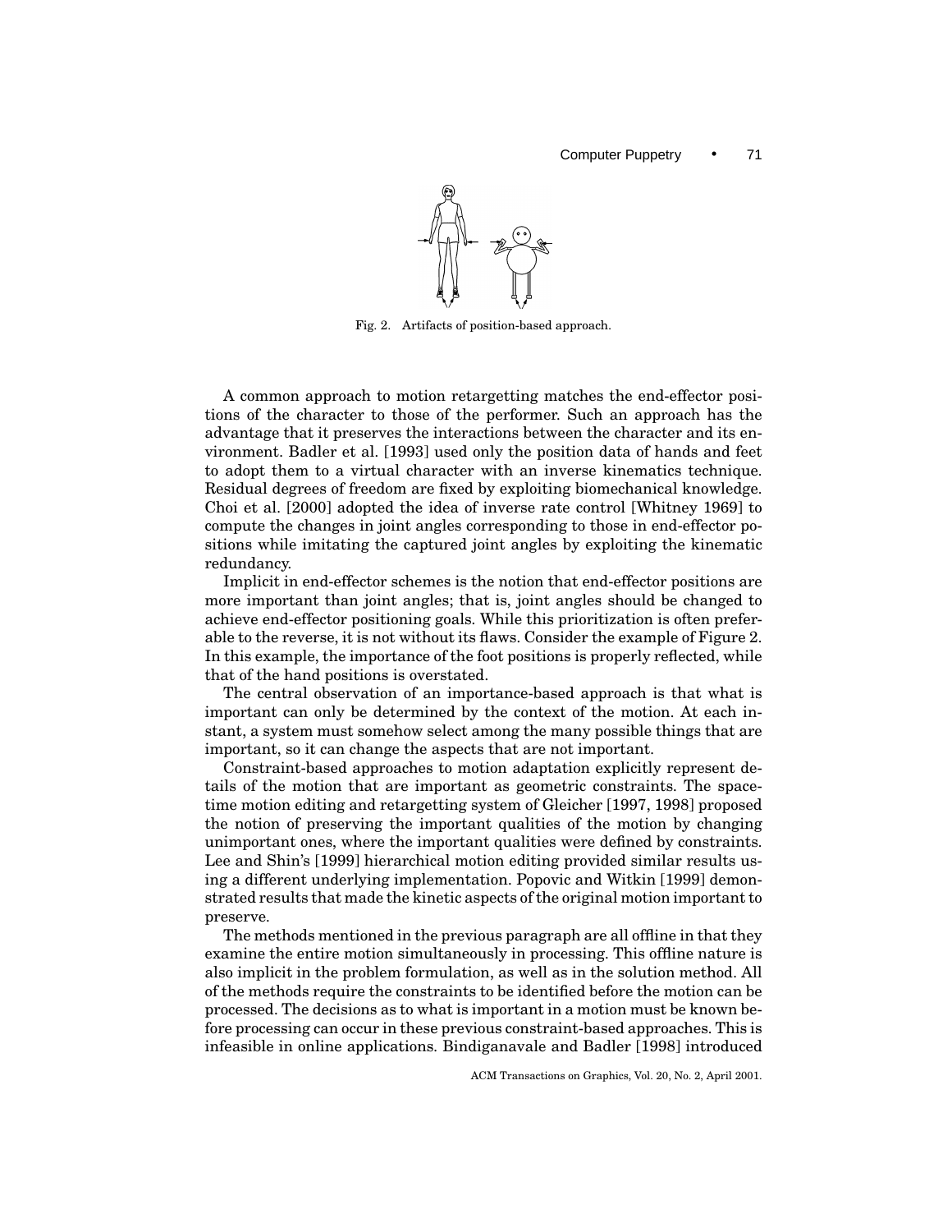Fig. 2. Artifacts of position-based approach.

A common approach to motion retargetting matches the end-effector positions of the character to those of the performer. Such an approach has the advantage that it preserves the interactions between the character and its environment. Badler et al. [1993] used only the position data of hands and feet to adopt them to a virtual character with an inverse kinematics technique. Residual degrees of freedom are fixed by exploiting biomechanical knowledge. Choi et al. [2000] adopted the idea of inverse rate control [Whitney 1969] to compute the changes in joint angles corresponding to those in end-effector positions while imitating the captured joint angles by exploiting the kinematic redundancy.

Implicit in end-effector schemes is the notion that end-effector positions are more important than joint angles; that is, joint angles should be changed to achieve end-effector positioning goals. While this prioritization is often preferable to the reverse, it is not without its flaws. Consider the example of Figure 2. In this example, the importance of the foot positions is properly reflected, while that of the hand positions is overstated.

The central observation of an importance-based approach is that what is important can only be determined by the context of the motion. At each instant, a system must somehow select among the many possible things that are important, so it can change the aspects that are not important.

Constraint-based approaches to motion adaptation explicitly represent details of the motion that are important as geometric constraints. The spacetime motion editing and retargetting system of Gleicher [1997, 1998] proposed the notion of preserving the important qualities of the motion by changing unimportant ones, where the important qualities were defined by constraints. Lee and Shin's [1999] hierarchical motion editing provided similar results using a different underlying implementation. Popovic and Witkin [1999] demonstrated results that made the kinetic aspects of the original motion important to preserve.

The methods mentioned in the previous paragraph are all offline in that they examine the entire motion simultaneously in processing. This offline nature is also implicit in the problem formulation, as well as in the solution method. All of the methods require the constraints to be identified before the motion can be processed. The decisions as to what is important in a motion must be known before processing can occur in these previous constraint-based approaches. This is infeasible in online applications. Bindiganavale and Badler [1998] introduced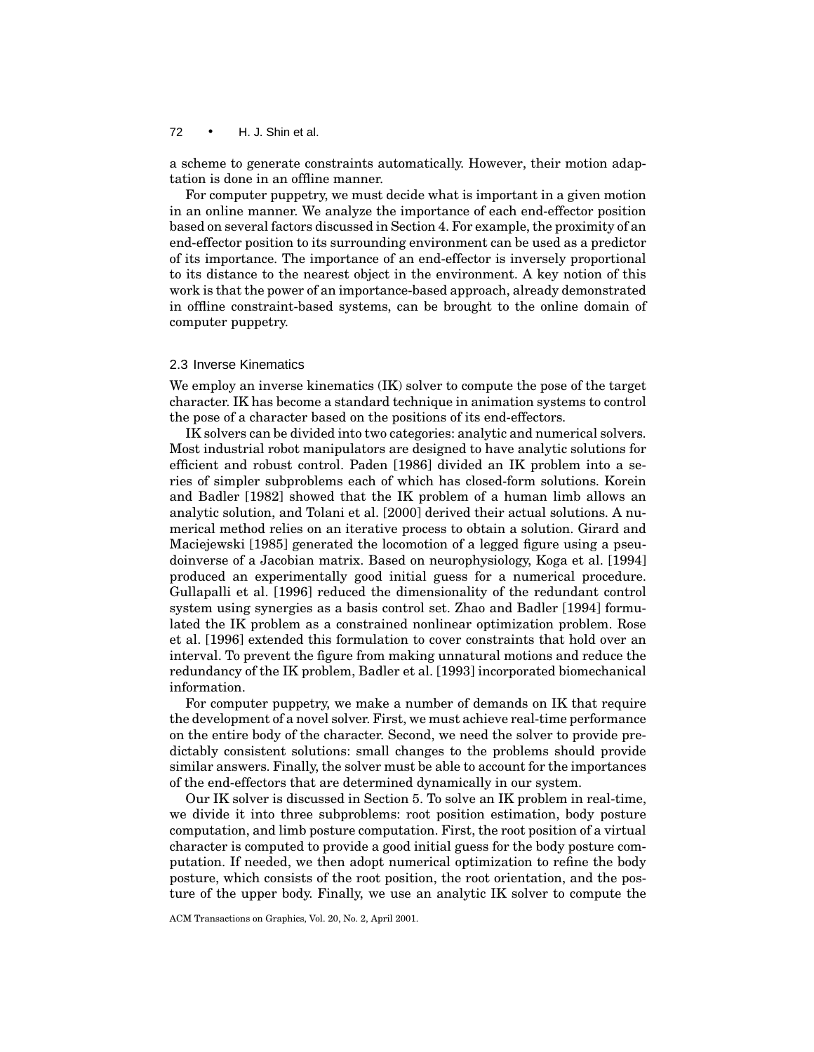a scheme to generate constraints automatically. However, their motion adaptation is done in an offline manner.

For computer puppetry, we must decide what is important in a given motion in an online manner. We analyze the importance of each end-effector position based on several factors discussed in Section 4. For example, the proximity of an end-effector position to its surrounding environment can be used as a predictor of its importance. The importance of an end-effector is inversely proportional to its distance to the nearest object in the environment. A key notion of this work is that the power of an importance-based approach, already demonstrated in offline constraint-based systems, can be brought to the online domain of computer puppetry.

### 2.3 Inverse Kinematics

We employ an inverse kinematics (IK) solver to compute the pose of the target character. IK has become a standard technique in animation systems to control the pose of a character based on the positions of its end-effectors.

IK solvers can be divided into two categories: analytic and numerical solvers. Most industrial robot manipulators are designed to have analytic solutions for efficient and robust control. Paden [1986] divided an IK problem into a series of simpler subproblems each of which has closed-form solutions. Korein and Badler [1982] showed that the IK problem of a human limb allows an analytic solution, and Tolani et al. [2000] derived their actual solutions. A numerical method relies on an iterative process to obtain a solution. Girard and Maciejewski [1985] generated the locomotion of a legged figure using a pseudoinverse of a Jacobian matrix. Based on neurophysiology, Koga et al. [1994] produced an experimentally good initial guess for a numerical procedure. Gullapalli et al. [1996] reduced the dimensionality of the redundant control system using synergies as a basis control set. Zhao and Badler [1994] formulated the IK problem as a constrained nonlinear optimization problem. Rose et al. [1996] extended this formulation to cover constraints that hold over an interval. To prevent the figure from making unnatural motions and reduce the redundancy of the IK problem, Badler et al. [1993] incorporated biomechanical information.

For computer puppetry, we make a number of demands on IK that require the development of a novel solver. First, we must achieve real-time performance on the entire body of the character. Second, we need the solver to provide predictably consistent solutions: small changes to the problems should provide similar answers. Finally, the solver must be able to account for the importances of the end-effectors that are determined dynamically in our system.

Our IK solver is discussed in Section 5. To solve an IK problem in real-time, we divide it into three subproblems: root position estimation, body posture computation, and limb posture computation. First, the root position of a virtual character is computed to provide a good initial guess for the body posture computation. If needed, we then adopt numerical optimization to refine the body posture, which consists of the root position, the root orientation, and the posture of the upper body. Finally, we use an analytic IK solver to compute the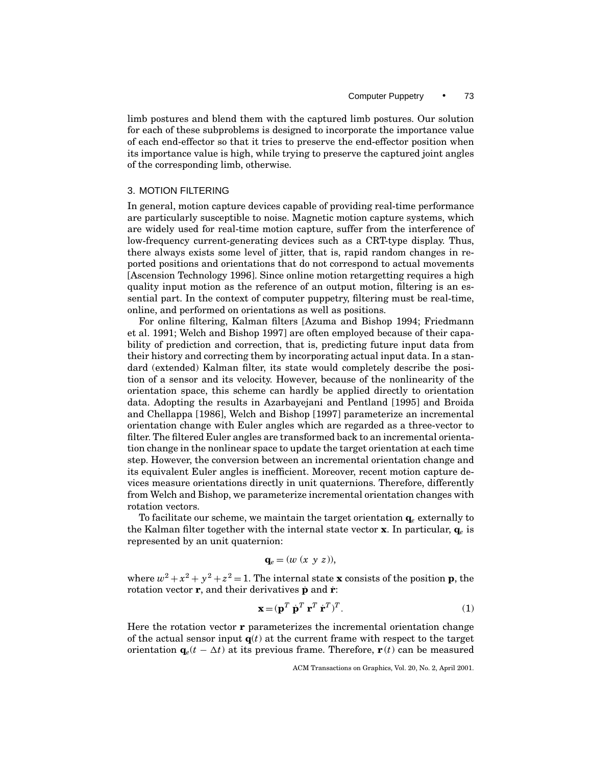limb postures and blend them with the captured limb postures. Our solution for each of these subproblems is designed to incorporate the importance value of each end-effector so that it tries to preserve the end-effector position when its importance value is high, while trying to preserve the captured joint angles of the corresponding limb, otherwise.

## 3. MOTION FILTERING

In general, motion capture devices capable of providing real-time performance are particularly susceptible to noise. Magnetic motion capture systems, which are widely used for real-time motion capture, suffer from the interference of low-frequency current-generating devices such as a CRT-type display. Thus, there always exists some level of jitter, that is, rapid random changes in reported positions and orientations that do not correspond to actual movements [Ascension Technology 1996]. Since online motion retargetting requires a high quality input motion as the reference of an output motion, filtering is an essential part. In the context of computer puppetry, filtering must be real-time, online, and performed on orientations as well as positions.

For online filtering, Kalman filters [Azuma and Bishop 1994; Friedmann et al. 1991; Welch and Bishop 1997] are often employed because of their capability of prediction and correction, that is, predicting future input data from their history and correcting them by incorporating actual input data. In a standard (extended) Kalman filter, its state would completely describe the position of a sensor and its velocity. However, because of the nonlinearity of the orientation space, this scheme can hardly be applied directly to orientation data. Adopting the results in Azarbayejani and Pentland [1995] and Broida and Chellappa [1986], Welch and Bishop [1997] parameterize an incremental orientation change with Euler angles which are regarded as a three-vector to filter. The filtered Euler angles are transformed back to an incremental orientation change in the nonlinear space to update the target orientation at each time step. However, the conversion between an incremental orientation change and its equivalent Euler angles is inefficient. Moreover, recent motion capture devices measure orientations directly in unit quaternions. Therefore, differently from Welch and Bishop, we parameterize incremental orientation changes with rotation vectors.

To facilitate our scheme, we maintain the target orientation $\mathbf{q}_e$ externally to the Kalman filter together with the internal state vector $\mathbf{x}$. In particular, $\mathbf{q}_e$ is represented by an unit quaternion:

$$\mathbf{q}_e = (w\ (x\ y\ z)),$$

where $w^2 + x^2 + y^2 + z^2 = 1$. The internal state $\mathbf{x}$ consists of the position $\mathbf{p}$, the rotation vector $\mathbf{r}$, and their derivatives $\dot{\mathbf{p}}$ and $\dot{\mathbf{r}}$:

$$\mathbf{x} = (\mathbf{p}^T\ \dot{\mathbf{p}}^T\ \mathbf{r}^T\ \dot{\mathbf{r}}^T)^T. \tag{1}$$

Here the rotation vector $\mathbf{r}$ parameterizes the incremental orientation change of the actual sensor input $\mathbf{q}(t)$ at the current frame with respect to the target orientation $\mathbf{q}_e(t - \Delta t)$ at its previous frame. Therefore, $\mathbf{r}(t)$ can be measured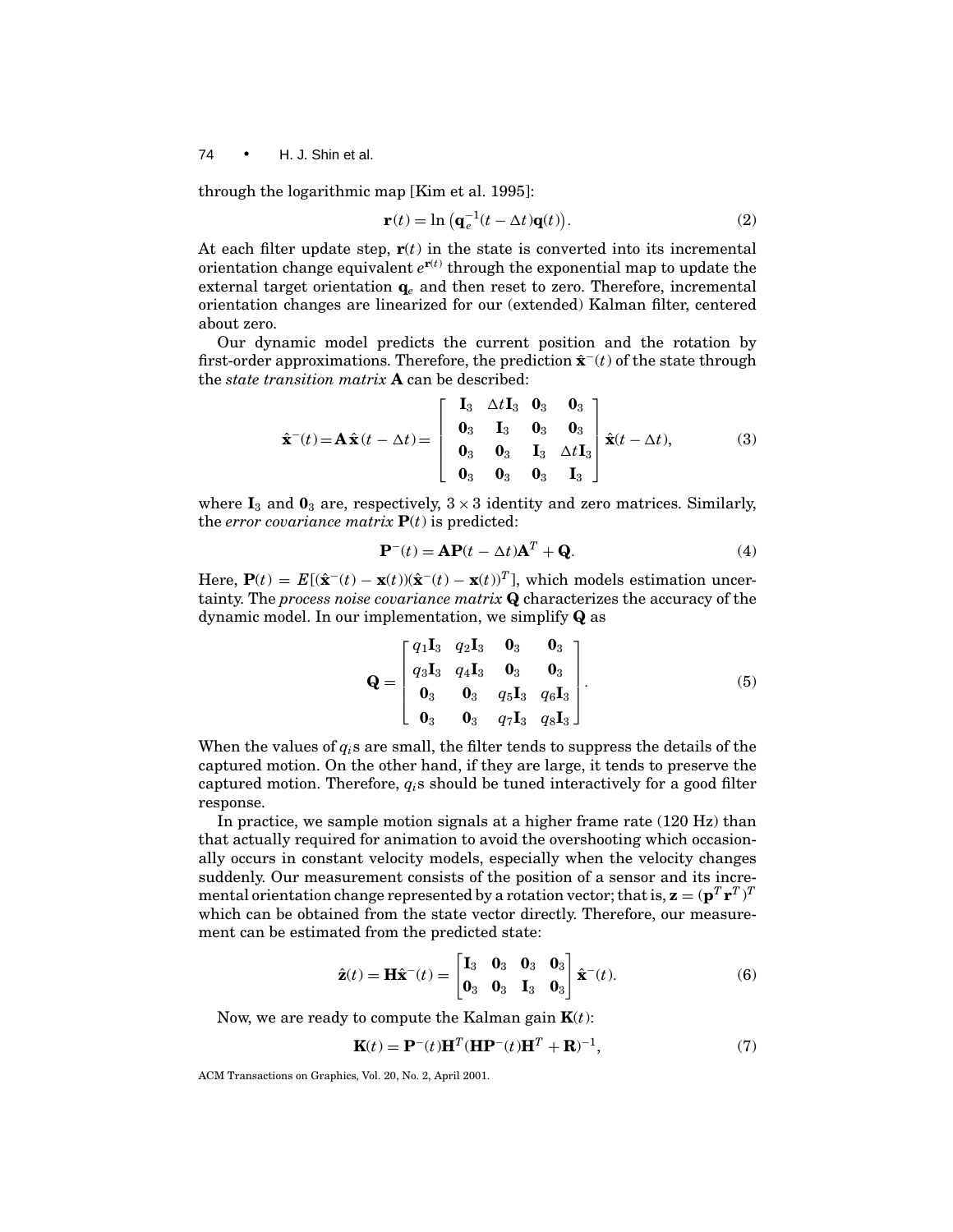through the logarithmic map [Kim et al. 1995]:

$$\mathbf{r}(t) = \ln\left(\mathbf{q}_e^{-1}(t - \Delta t)\mathbf{q}(t)\right). \tag{2}$$

At each filter update step, $\mathbf{r}(t)$ in the state is converted into its incremental orientation change equivalent $e^{\mathbf{r}(t)}$ through the exponential map to update the external target orientation $\mathbf{q}_e$ and then reset to zero. Therefore, incremental orientation changes are linearized for our (extended) Kalman filter, centered about zero.

Our dynamic model predicts the current position and the rotation by first-order approximations. Therefore, the prediction $\hat{\mathbf{x}}^-(t)$ of the state through the *state transition matrix* $\mathbf{A}$ can be described:

$$\hat{\mathbf{x}}^-(t) = \mathbf{A}\,\hat{\mathbf{x}}(t - \Delta t) = \begin{bmatrix} \mathbf{I}_3 & \Delta t\mathbf{I}_3 & \mathbf{0}_3 & \mathbf{0}_3 \\ \mathbf{0}_3 & \mathbf{I}_3 & \mathbf{0}_3 & \mathbf{0}_3 \\ \mathbf{0}_3 & \mathbf{0}_3 & \mathbf{I}_3 & \Delta t\mathbf{I}_3 \\ \mathbf{0}_3 & \mathbf{0}_3 & \mathbf{0}_3 & \mathbf{I}_3 \end{bmatrix} \hat{\mathbf{x}}(t - \Delta t), \tag{3}$$

where $\mathbf{I}_3$ and $\mathbf{0}_3$ are, respectively, $3 \times 3$ identity and zero matrices. Similarly, the *error covariance matrix* $\mathbf{P}(t)$ is predicted:

$$\mathbf{P}^-(t) = \mathbf{A}\mathbf{P}(t - \Delta t)\mathbf{A}^T + \mathbf{Q}. \tag{4}$$

Here, $\mathbf{P}(t) = E[(\hat{\mathbf{x}}^-(t) - \mathbf{x}(t))(\hat{\mathbf{x}}^-(t) - \mathbf{x}(t))^T]$, which models estimation uncertainty. The *process noise covariance matrix* $\mathbf{Q}$ characterizes the accuracy of the dynamic model. In our implementation, we simplify $\mathbf{Q}$ as

$$\mathbf{Q} = \begin{bmatrix} q_1\mathbf{I}_3 & q_2\mathbf{I}_3 & \mathbf{0}_3 & \mathbf{0}_3 \\ q_3\mathbf{I}_3 & q_4\mathbf{I}_3 & \mathbf{0}_3 & \mathbf{0}_3 \\ \mathbf{0}_3 & \mathbf{0}_3 & q_5\mathbf{I}_3 & q_6\mathbf{I}_3 \\ \mathbf{0}_3 & \mathbf{0}_3 & q_7\mathbf{I}_3 & q_8\mathbf{I}_3 \end{bmatrix}. \tag{5}$$

When the values of $q_i$s are small, the filter tends to suppress the details of the captured motion. On the other hand, if they are large, it tends to preserve the captured motion. Therefore, $q_i$s should be tuned interactively for a good filter response.

In practice, we sample motion signals at a higher frame rate (120 Hz) than that actually required for animation to avoid the overshooting which occasionally occurs in constant velocity models, especially when the velocity changes suddenly. Our measurement consists of the position of a sensor and its incremental orientation change represented by a rotation vector; that is, $\mathbf{z} = (\mathbf{p}^T\mathbf{r}^T)^T$ which can be obtained from the state vector directly. Therefore, our measurement can be estimated from the predicted state:

$$\hat{\mathbf{z}}(t) = \mathbf{H}\hat{\mathbf{x}}^-(t) = \begin{bmatrix} \mathbf{I}_3 & \mathbf{0}_3 & \mathbf{0}_3 & \mathbf{0}_3 \\ \mathbf{0}_3 & \mathbf{0}_3 & \mathbf{I}_3 & \mathbf{0}_3 \end{bmatrix} \hat{\mathbf{x}}^-(t). \tag{6}$$

Now, we are ready to compute the Kalman gain $\mathbf{K}(t)$:

$$\mathbf{K}(t) = \mathbf{P}^-(t)\mathbf{H}^T(\mathbf{H}\mathbf{P}^-(t)\mathbf{H}^T + \mathbf{R})^{-1}, \tag{7}$$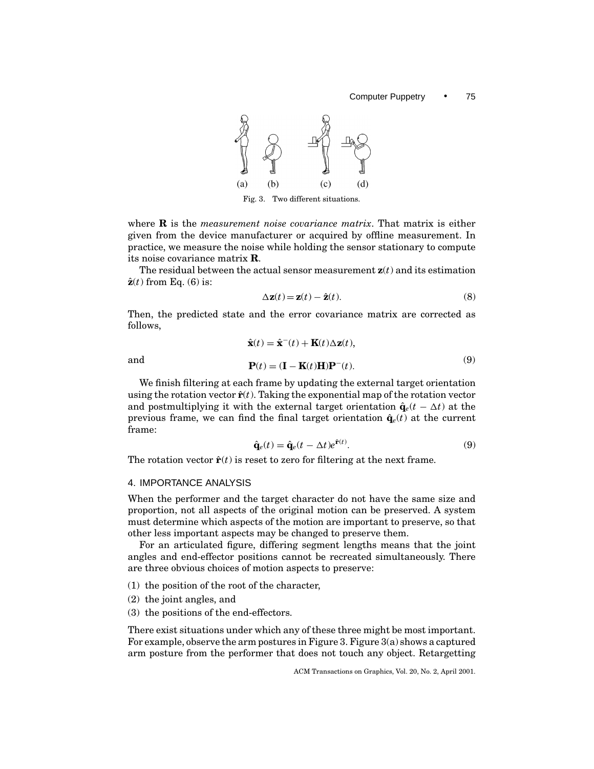Fig. 3. Two different situations.

where $\mathbf{R}$ is the *measurement noise covariance matrix*. That matrix is either given from the device manufacturer or acquired by offline measurement. In practice, we measure the noise while holding the sensor stationary to compute its noise covariance matrix $\mathbf{R}$.

The residual between the actual sensor measurement $\mathbf{z}(t)$ and its estimation $\hat{\mathbf{z}}(t)$ from Eq. (6) is:

$$\Delta\mathbf{z}(t) = \mathbf{z}(t) - \hat{\mathbf{z}}(t). \tag{8}$$

Then, the predicted state and the error covariance matrix are corrected as follows,

$$\hat{\mathbf{x}}(t) = \hat{\mathbf{x}}^{-}(t) + \mathbf{K}(t)\Delta\mathbf{z}(t),$$

and

$$\mathbf{P}(t) = (\mathbf{I} - \mathbf{K}(t)\mathbf{H})\mathbf{P}^{-}(t). \tag{9}$$

We finish filtering at each frame by updating the external target orientation using the rotation vector $\hat{\mathbf{r}}(t)$. Taking the exponential map of the rotation vector and postmultiplying it with the external target orientation $\hat{\mathbf{q}}_e(t - \Delta t)$ at the previous frame, we can find the final target orientation $\hat{\mathbf{q}}_e(t)$ at the current frame:

$$\hat{\mathbf{q}}_e(t) = \hat{\mathbf{q}}_e(t - \Delta t)e^{\hat{\mathbf{r}}(t)}. \tag{9}$$

The rotation vector $\hat{\mathbf{r}}(t)$ is reset to zero for filtering at the next frame.

## 4. IMPORTANCE ANALYSIS

When the performer and the target character do not have the same size and proportion, not all aspects of the original motion can be preserved. A system must determine which aspects of the motion are important to preserve, so that other less important aspects may be changed to preserve them.

For an articulated figure, differing segment lengths means that the joint angles and end-effector positions cannot be recreated simultaneously. There are three obvious choices of motion aspects to preserve:

(1) the position of the root of the character,
(2) the joint angles, and
(3) the positions of the end-effectors.

There exist situations under which any of these three might be most important. For example, observe the arm postures in Figure 3. Figure 3(a) shows a captured arm posture from the performer that does not touch any object. Retargetting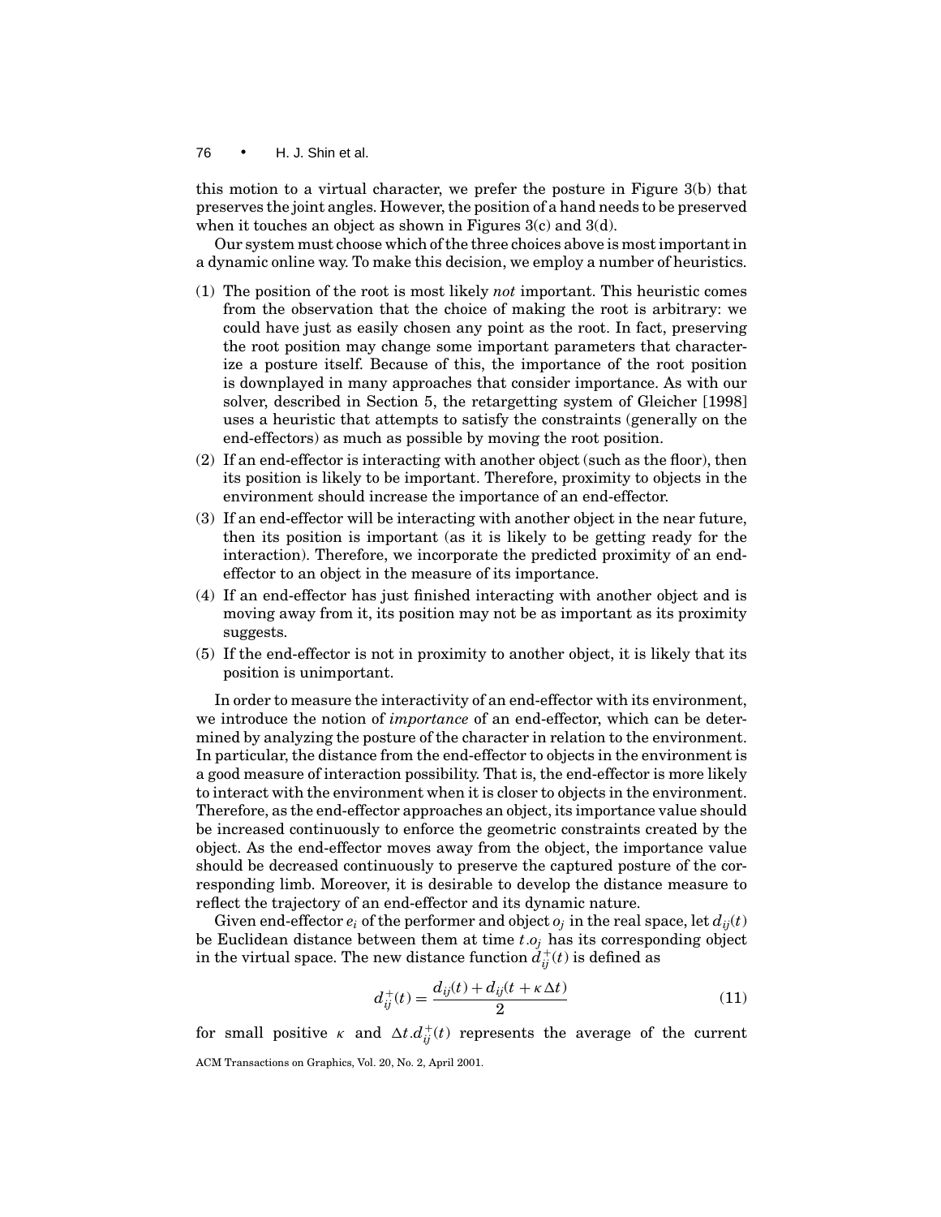this motion to a virtual character, we prefer the posture in Figure 3(b) that preserves the joint angles. However, the position of a hand needs to be preserved when it touches an object as shown in Figures 3(c) and 3(d).

Our system must choose which of the three choices above is most important in a dynamic online way. To make this decision, we employ a number of heuristics.

(1) The position of the root is most likely *not* important. This heuristic comes from the observation that the choice of making the root is arbitrary: we could have just as easily chosen any point as the root. In fact, preserving the root position may change some important parameters that characterize a posture itself. Because of this, the importance of the root position is downplayed in many approaches that consider importance. As with our solver, described in Section 5, the retargetting system of Gleicher [1998] uses a heuristic that attempts to satisfy the constraints (generally on the end-effectors) as much as possible by moving the root position.

(2) If an end-effector is interacting with another object (such as the floor), then its position is likely to be important. Therefore, proximity to objects in the environment should increase the importance of an end-effector.

(3) If an end-effector will be interacting with another object in the near future, then its position is important (as it is likely to be getting ready for the interaction). Therefore, we incorporate the predicted proximity of an end-effector to an object in the measure of its importance.

(4) If an end-effector has just finished interacting with another object and is moving away from it, its position may not be as important as its proximity suggests.

(5) If the end-effector is not in proximity to another object, it is likely that its position is unimportant.

In order to measure the interactivity of an end-effector with its environment, we introduce the notion of *importance* of an end-effector, which can be determined by analyzing the posture of the character in relation to the environment. In particular, the distance from the end-effector to objects in the environment is a good measure of interaction possibility. That is, the end-effector is more likely to interact with the environment when it is closer to objects in the environment. Therefore, as the end-effector approaches an object, its importance value should be increased continuously to enforce the geometric constraints created by the object. As the end-effector moves away from the object, the importance value should be decreased continuously to preserve the captured posture of the corresponding limb. Moreover, it is desirable to develop the distance measure to reflect the trajectory of an end-effector and its dynamic nature.

Given end-effector $e_i$ of the performer and object $o_j$ in the real space, let $d_{ij}(t)$ be Euclidean distance between them at time $t$. $o_j$ has its corresponding object in the virtual space. The new distance function $d^+_{ij}(t)$ is defined as

$$d^+_{ij}(t) = \frac{d_{ij}(t) + d_{ij}(t + \kappa \Delta t)}{2} \tag{11}$$

for small positive $\kappa$ and $\Delta t$. $d^+_{ij}(t)$ represents the average of the current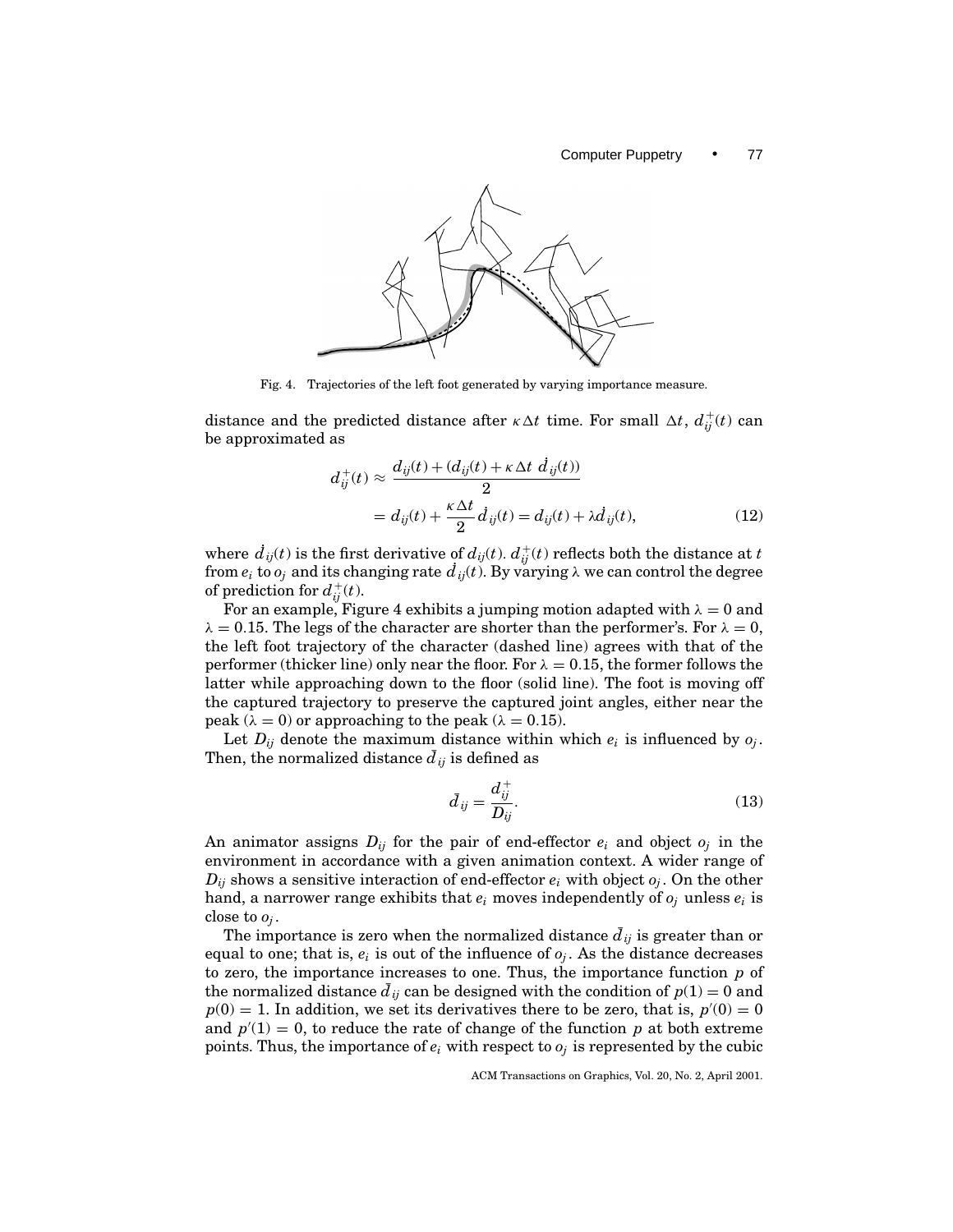Fig. 4. Trajectories of the left foot generated by varying importance measure.

distance and the predicted distance after $\kappa \Delta t$ time. For small $\Delta t$, $d_{ij}^{+}(t)$ can be approximated as

$$
\begin{aligned}
d_{ij}^{+}(t) &\approx \frac{d_{ij}(t) + (d_{ij}(t) + \kappa \Delta t \ \dot{d}_{ij}(t))}{2} \\
&= d_{ij}(t) + \frac{\kappa \Delta t}{2} \dot{d}_{ij}(t) = d_{ij}(t) + \lambda \dot{d}_{ij}(t),
\end{aligned}
\tag{12}
$$

where $\dot{d}_{ij}(t)$ is the first derivative of $d_{ij}(t)$. $d_{ij}^{+}(t)$ reflects both the distance at $t$ from $e_i$ to $o_j$ and its changing rate $\dot{d}_{ij}(t)$. By varying $\lambda$ we can control the degree of prediction for $d_{ij}^{+}(t)$.

For an example, Figure 4 exhibits a jumping motion adapted with $\lambda = 0$ and $\lambda = 0.15$. The legs of the character are shorter than the performer's. For $\lambda = 0$, the left foot trajectory of the character (dashed line) agrees with that of the performer (thicker line) only near the floor. For $\lambda = 0.15$, the former follows the latter while approaching down to the floor (solid line). The foot is moving off the captured trajectory to preserve the captured joint angles, either near the peak ($\lambda = 0$) or approaching to the peak ($\lambda = 0.15$).

Let $D_{ij}$ denote the maximum distance within which $e_i$ is influenced by $o_j$. Then, the normalized distance $\bar{d}_{ij}$ is defined as

$$
\bar{d}_{ij} = \frac{d_{ij}^{+}}{D_{ij}}. \tag{13}
$$

An animator assigns $D_{ij}$ for the pair of end-effector $e_i$ and object $o_j$ in the environment in accordance with a given animation context. A wider range of $D_{ij}$ shows a sensitive interaction of end-effector $e_i$ with object $o_j$. On the other hand, a narrower range exhibits that $e_i$ moves independently of $o_j$ unless $e_i$ is close to $o_j$.

The importance is zero when the normalized distance $\bar{d}_{ij}$ is greater than or equal to one; that is, $e_i$ is out of the influence of $o_j$. As the distance decreases to zero, the importance increases to one. Thus, the importance function $p$ of the normalized distance $\bar{d}_{ij}$ can be designed with the condition of $p(1) = 0$ and $p(0) = 1$. In addition, we set its derivatives there to be zero, that is, $p'(0) = 0$ and $p'(1) = 0$, to reduce the rate of change of the function $p$ at both extreme points. Thus, the importance of $e_i$ with respect to $o_j$ is represented by the cubic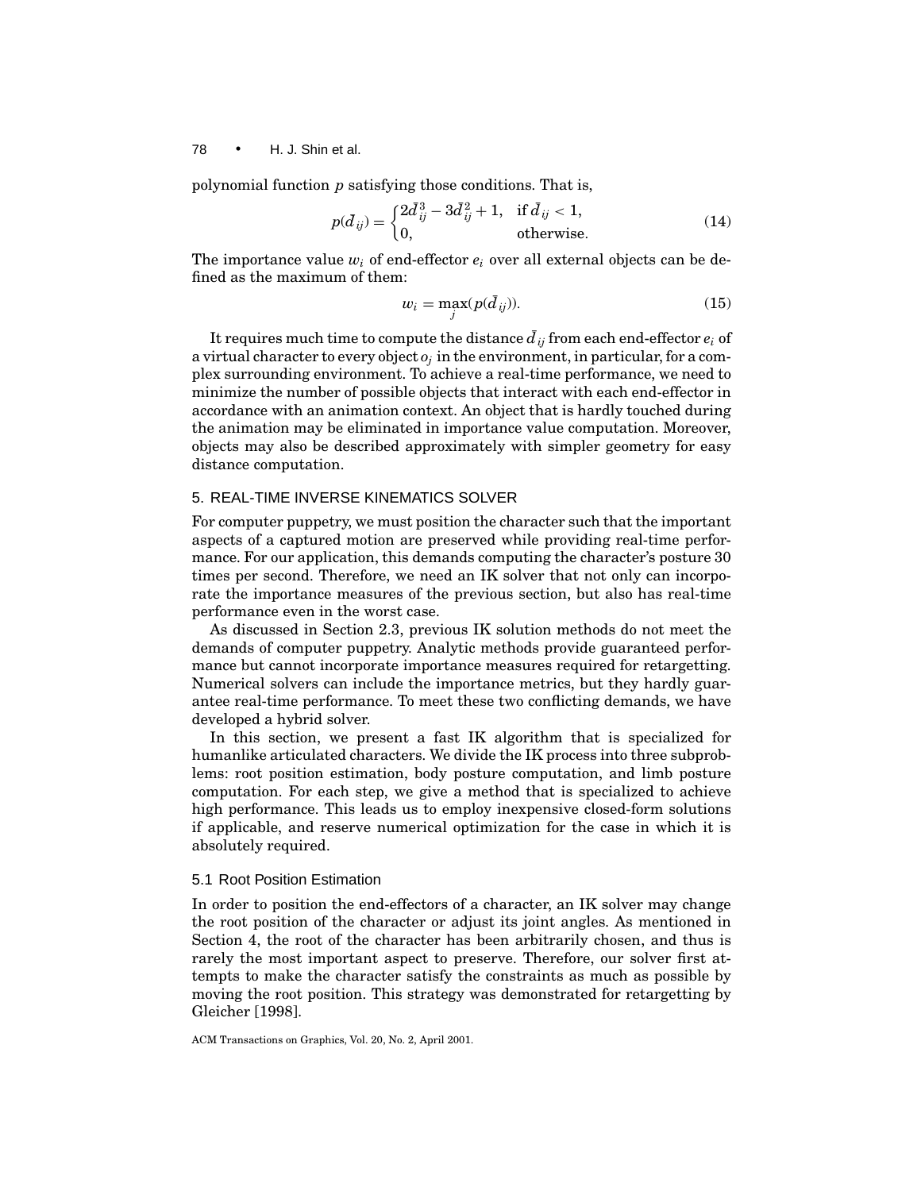polynomial function $p$ satisfying those conditions. That is,

$$p(\bar{d}_{ij}) = \begin{cases} 2\bar{d}_{ij}^3 - 3\bar{d}_{ij}^2 + 1, & \text{if } \bar{d}_{ij} < 1, \\ 0, & \text{otherwise}. \end{cases} \tag{14}$$

The importance value $w_i$ of end-effector $e_i$ over all external objects can be defined as the maximum of them:

$$w_i = \max_j(p(\bar{d}_{ij})). \tag{15}$$

It requires much time to compute the distance $\bar{d}_{ij}$ from each end-effector $e_i$ of a virtual character to every object $o_j$ in the environment, in particular, for a complex surrounding environment. To achieve a real-time performance, we need to minimize the number of possible objects that interact with each end-effector in accordance with an animation context. An object that is hardly touched during the animation may be eliminated in importance value computation. Moreover, objects may also be described approximately with simpler geometry for easy distance computation.

## 5. REAL-TIME INVERSE KINEMATICS SOLVER

For computer puppetry, we must position the character such that the important aspects of a captured motion are preserved while providing real-time performance. For our application, this demands computing the character's posture 30 times per second. Therefore, we need an IK solver that not only can incorporate the importance measures of the previous section, but also has real-time performance even in the worst case.

As discussed in Section 2.3, previous IK solution methods do not meet the demands of computer puppetry. Analytic methods provide guaranteed performance but cannot incorporate importance measures required for retargetting. Numerical solvers can include the importance metrics, but they hardly guarantee real-time performance. To meet these two conflicting demands, we have developed a hybrid solver.

In this section, we present a fast IK algorithm that is specialized for humanlike articulated characters. We divide the IK process into three subproblems: root position estimation, body posture computation, and limb posture computation. For each step, we give a method that is specialized to achieve high performance. This leads us to employ inexpensive closed-form solutions if applicable, and reserve numerical optimization for the case in which it is absolutely required.

### 5.1 Root Position Estimation

In order to position the end-effectors of a character, an IK solver may change the root position of the character or adjust its joint angles. As mentioned in Section 4, the root of the character has been arbitrarily chosen, and thus is rarely the most important aspect to preserve. Therefore, our solver first attempts to make the character satisfy the constraints as much as possible by moving the root position. This strategy was demonstrated for retargetting by Gleicher [1998].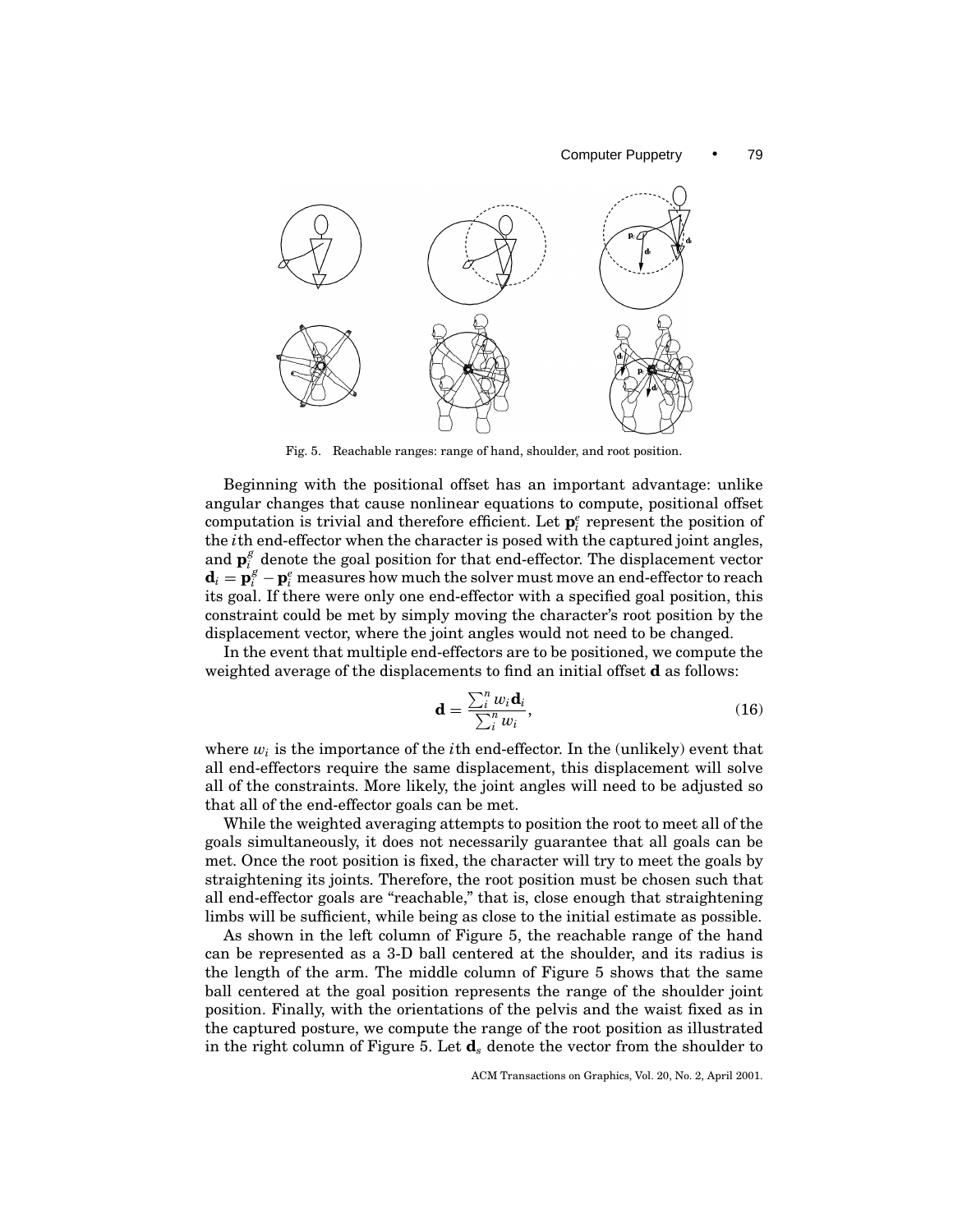Fig. 5. Reachable ranges: range of hand, shoulder, and root position.

Beginning with the positional offset has an important advantage: unlike angular changes that cause nonlinear equations to compute, positional offset computation is trivial and therefore efficient. Let $\mathbf{p}_i^e$ represent the position of the $i$th end-effector when the character is posed with the captured joint angles, and $\mathbf{p}_i^g$ denote the goal position for that end-effector. The displacement vector $\mathbf{d}_i = \mathbf{p}_i^g - \mathbf{p}_i^e$ measures how much the solver must move an end-effector to reach its goal. If there were only one end-effector with a specified goal position, this constraint could be met by simply moving the character's root position by the displacement vector, where the joint angles would not need to be changed.

In the event that multiple end-effectors are to be positioned, we compute the weighted average of the displacements to find an initial offset $\mathbf{d}$ as follows:

$$\mathbf{d} = \frac{\sum_i^n w_i \mathbf{d}_i}{\sum_i^n w_i}, \tag{16}$$

where $w_i$ is the importance of the $i$th end-effector. In the (unlikely) event that all end-effectors require the same displacement, this displacement will solve all of the constraints. More likely, the joint angles will need to be adjusted so that all of the end-effector goals can be met.

While the weighted averaging attempts to position the root to meet all of the goals simultaneously, it does not necessarily guarantee that all goals can be met. Once the root position is fixed, the character will try to meet the goals by straightening its joints. Therefore, the root position must be chosen such that all end-effector goals are "reachable," that is, close enough that straightening limbs will be sufficient, while being as close to the initial estimate as possible.

As shown in the left column of Figure 5, the reachable range of the hand can be represented as a 3-D ball centered at the shoulder, and its radius is the length of the arm. The middle column of Figure 5 shows that the same ball centered at the goal position represents the range of the shoulder joint position. Finally, with the orientations of the pelvis and the waist fixed as in the captured posture, we compute the range of the root position as illustrated in the right column of Figure 5. Let $\mathbf{d}_s$ denote the vector from the shoulder to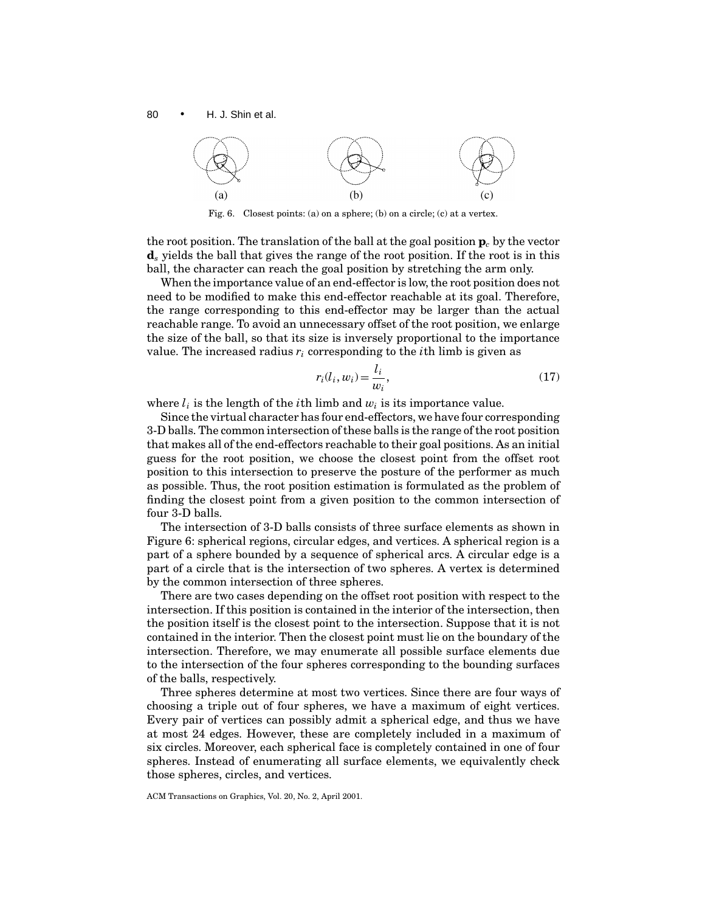Fig. 6. Closest points: (a) on a sphere; (b) on a circle; (c) at a vertex.

the root position. The translation of the ball at the goal position $\mathbf{p}_c$ by the vector $\mathbf{d}_s$ yields the ball that gives the range of the root position. If the root is in this ball, the character can reach the goal position by stretching the arm only.

When the importance value of an end-effector is low, the root position does not need to be modified to make this end-effector reachable at its goal. Therefore, the range corresponding to this end-effector may be larger than the actual reachable range. To avoid an unnecessary offset of the root position, we enlarge the size of the ball, so that its size is inversely proportional to the importance value. The increased radius $r_i$ corresponding to the $i$th limb is given as

$$r_i(l_i, w_i) = \frac{l_i}{w_i}, \tag{17}$$

where $l_i$ is the length of the $i$th limb and $w_i$ is its importance value.

Since the virtual character has four end-effectors, we have four corresponding 3-D balls. The common intersection of these balls is the range of the root position that makes all of the end-effectors reachable to their goal positions. As an initial guess for the root position, we choose the closest point from the offset root position to this intersection to preserve the posture of the performer as much as possible. Thus, the root position estimation is formulated as the problem of finding the closest point from a given position to the common intersection of four 3-D balls.

The intersection of 3-D balls consists of three surface elements as shown in Figure 6: spherical regions, circular edges, and vertices. A spherical region is a part of a sphere bounded by a sequence of spherical arcs. A circular edge is a part of a circle that is the intersection of two spheres. A vertex is determined by the common intersection of three spheres.

There are two cases depending on the offset root position with respect to the intersection. If this position is contained in the interior of the intersection, then the position itself is the closest point to the intersection. Suppose that it is not contained in the interior. Then the closest point must lie on the boundary of the intersection. Therefore, we may enumerate all possible surface elements due to the intersection of the four spheres corresponding to the bounding surfaces of the balls, respectively.

Three spheres determine at most two vertices. Since there are four ways of choosing a triple out of four spheres, we have a maximum of eight vertices. Every pair of vertices can possibly admit a spherical edge, and thus we have at most 24 edges. However, these are completely included in a maximum of six circles. Moreover, each spherical face is completely contained in one of four spheres. Instead of enumerating all surface elements, we equivalently check those spheres, circles, and vertices.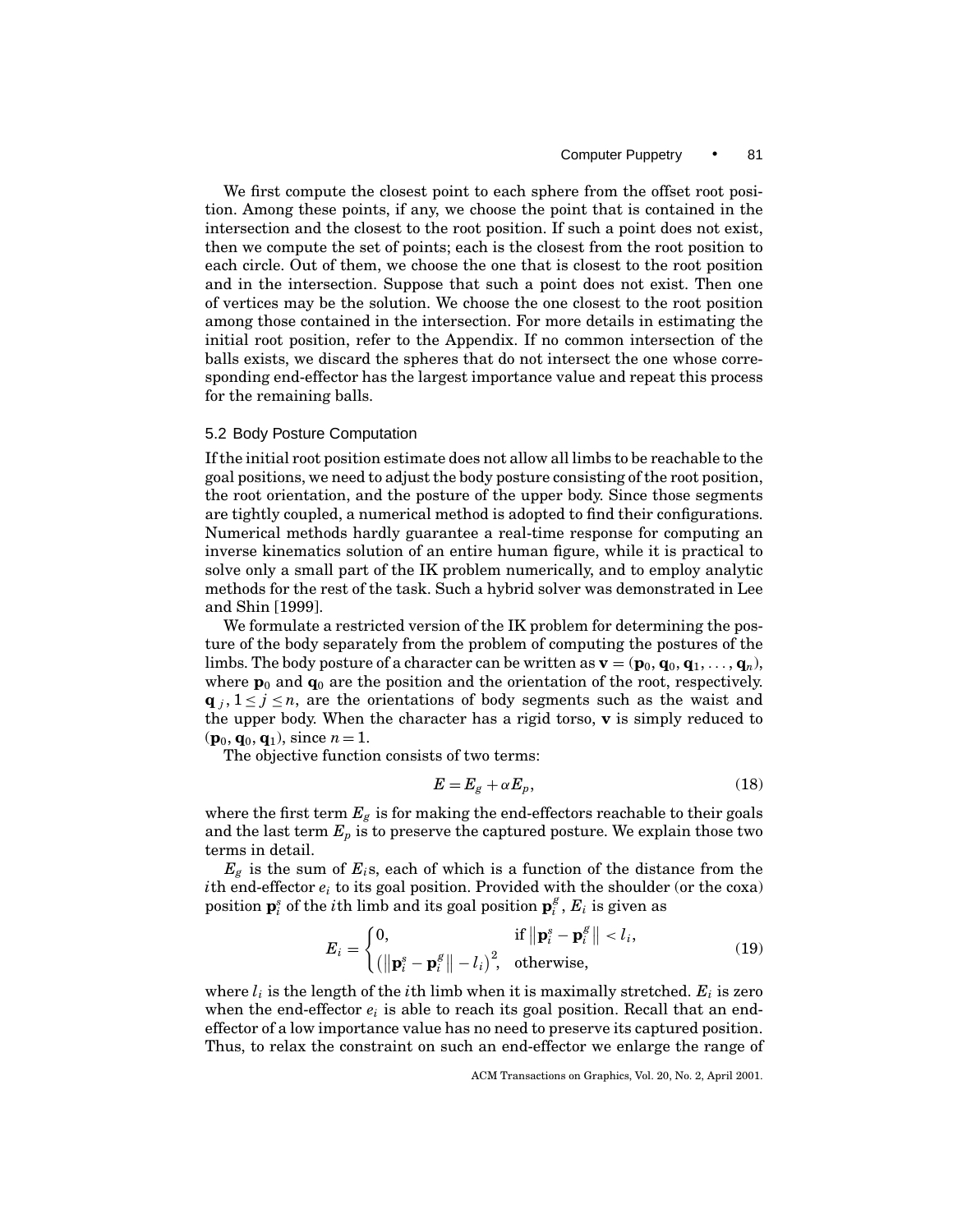We first compute the closest point to each sphere from the offset root position. Among these points, if any, we choose the point that is contained in the intersection and the closest to the root position. If such a point does not exist, then we compute the set of points; each is the closest from the root position to each circle. Out of them, we choose the one that is closest to the root position and in the intersection. Suppose that such a point does not exist. Then one of vertices may be the solution. We choose the one closest to the root position among those contained in the intersection. For more details in estimating the initial root position, refer to the Appendix. If no common intersection of the balls exists, we discard the spheres that do not intersect the one whose corresponding end-effector has the largest importance value and repeat this process for the remaining balls.

### 5.2 Body Posture Computation

If the initial root position estimate does not allow all limbs to be reachable to the goal positions, we need to adjust the body posture consisting of the root position, the root orientation, and the posture of the upper body. Since those segments are tightly coupled, a numerical method is adopted to find their configurations. Numerical methods hardly guarantee a real-time response for computing an inverse kinematics solution of an entire human figure, while it is practical to solve only a small part of the IK problem numerically, and to employ analytic methods for the rest of the task. Such a hybrid solver was demonstrated in Lee and Shin [1999].

We formulate a restricted version of the IK problem for determining the posture of the body separately from the problem of computing the postures of the limbs. The body posture of a character can be written as $\mathbf{v} = (\mathbf{p}_0, \mathbf{q}_0, \mathbf{q}_1, \ldots, \mathbf{q}_n)$, where $\mathbf{p}_0$ and $\mathbf{q}_0$ are the position and the orientation of the root, respectively. $\mathbf{q}_j$, $1 \le j \le n$, are the orientations of body segments such as the waist and the upper body. When the character has a rigid torso, $\mathbf{v}$ is simply reduced to $(\mathbf{p}_0, \mathbf{q}_0, \mathbf{q}_1)$, since $n = 1$.

The objective function consists of two terms:

$$E = E_g + \alpha E_p, \tag{18}$$

where the first term $E_g$ is for making the end-effectors reachable to their goals and the last term $E_p$ is to preserve the captured posture. We explain those two terms in detail.

$E_g$ is the sum of $E_i$s, each of which is a function of the distance from the $i$th end-effector $e_i$ to its goal position. Provided with the shoulder (or the coxa) position $\mathbf{p}_i^s$ of the $i$th limb and its goal position $\mathbf{p}_i^g$, $E_i$ is given as

$$E_i = \begin{cases} 0, & \text{if } \left\|\mathbf{p}_i^s - \mathbf{p}_i^g\right\| < l_i, \\ \left(\left\|\mathbf{p}_i^s - \mathbf{p}_i^g\right\| - l_i\right)^2, & \text{otherwise,} \end{cases} \tag{19}$$

where $l_i$ is the length of the $i$th limb when it is maximally stretched. $E_i$ is zero when the end-effector $e_i$ is able to reach its goal position. Recall that an end-effector of a low importance value has no need to preserve its captured position. Thus, to relax the constraint on such an end-effector we enlarge the range of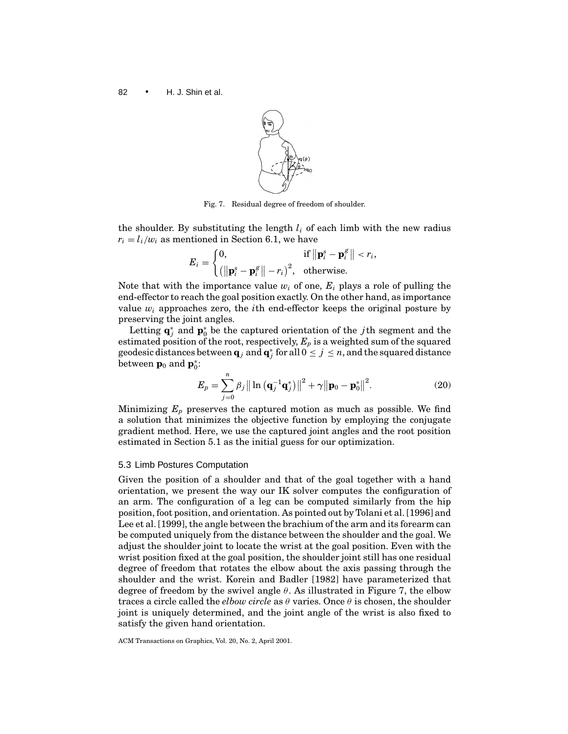Fig. 7. Residual degree of freedom of shoulder.

the shoulder. By substituting the length $l_i$ of each limb with the new radius $r_i = l_i / w_i$ as mentioned in Section 6.1, we have

$$E_i = \begin{cases} 0, & \text{if } \|\mathbf{p}_i^s - \mathbf{p}_i^g\| < r_i, \\ \left(\|\mathbf{p}_i^s - \mathbf{p}_i^g\| - r_i\right)^2, & \text{otherwise.} \end{cases}$$

Note that with the importance value $w_i$ of one, $E_i$ plays a role of pulling the end-effector to reach the goal position exactly. On the other hand, as importance value $w_i$ approaches zero, the $i$th end-effector keeps the original posture by preserving the joint angles.

Letting $\mathbf{q}_j^*$ and $\mathbf{p}_0^*$ be the captured orientation of the $j$th segment and the estimated position of the root, respectively, $E_p$ is a weighted sum of the squared geodesic distances between $\mathbf{q}_j$ and $\mathbf{q}_j^*$ for all $0 \leq j \leq n$, and the squared distance between $\mathbf{p}_0$ and $\mathbf{p}_0^*$:

$$E_p = \sum_{j=0}^{n} \beta_j \left\| \ln\left(\mathbf{q}_j^{-1}\mathbf{q}_j^*\right) \right\|^2 + \gamma \left\|\mathbf{p}_0 - \mathbf{p}_0^*\right\|^2. \tag{20}$$

Minimizing $E_p$ preserves the captured motion as much as possible. We find a solution that minimizes the objective function by employing the conjugate gradient method. Here, we use the captured joint angles and the root position estimated in Section 5.1 as the initial guess for our optimization.

### 5.3 Limb Postures Computation

Given the position of a shoulder and that of the goal together with a hand orientation, we present the way our IK solver computes the configuration of an arm. The configuration of a leg can be computed similarly from the hip position, foot position, and orientation. As pointed out by Tolani et al. [1996] and Lee et al. [1999], the angle between the brachium of the arm and its forearm can be computed uniquely from the distance between the shoulder and the goal. We adjust the shoulder joint to locate the wrist at the goal position. Even with the wrist position fixed at the goal position, the shoulder joint still has one residual degree of freedom that rotates the elbow about the axis passing through the shoulder and the wrist. Korein and Badler [1982] have parameterized that degree of freedom by the swivel angle $\theta$. As illustrated in Figure 7, the elbow traces a circle called the *elbow circle* as $\theta$ varies. Once $\theta$ is chosen, the shoulder joint is uniquely determined, and the joint angle of the wrist is also fixed to satisfy the given hand orientation.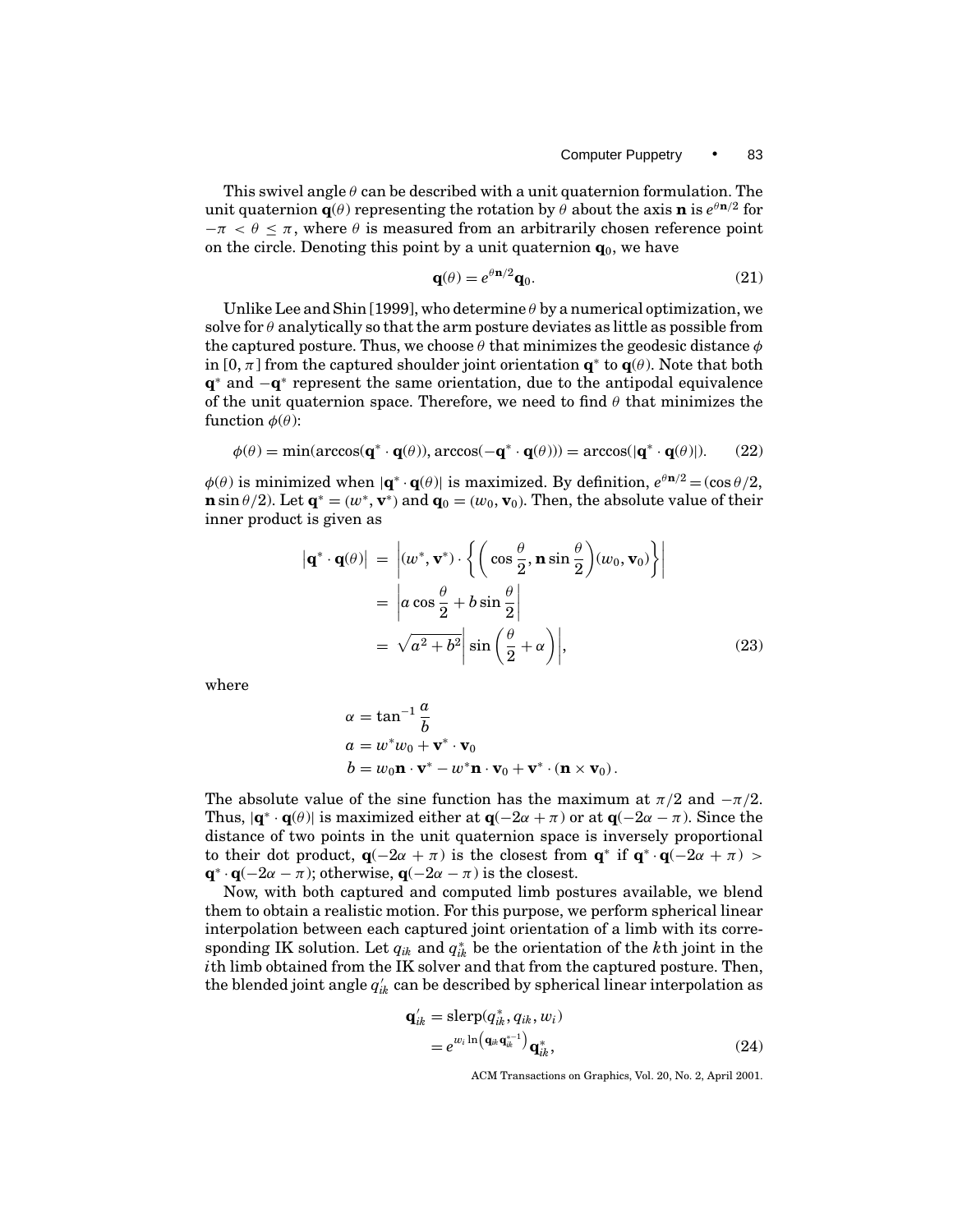This swivel angle $\theta$ can be described with a unit quaternion formulation. The unit quaternion $\mathbf{q}(\theta)$ representing the rotation by $\theta$ about the axis $\mathbf{n}$ is $e^{\theta \mathbf{n}/2}$ for $-\pi < \theta \leq \pi$, where $\theta$ is measured from an arbitrarily chosen reference point on the circle. Denoting this point by a unit quaternion $\mathbf{q}_0$, we have

$$\mathbf{q}(\theta) = e^{\theta \mathbf{n}/2} \mathbf{q}_0. \tag{21}$$

Unlike Lee and Shin [1999], who determine $\theta$ by a numerical optimization, we solve for $\theta$ analytically so that the arm posture deviates as little as possible from the captured posture. Thus, we choose $\theta$ that minimizes the geodesic distance $\phi$ in $[0, \pi]$ from the captured shoulder joint orientation $\mathbf{q}^*$ to $\mathbf{q}(\theta)$. Note that both $\mathbf{q}^*$ and $-\mathbf{q}^*$ represent the same orientation, due to the antipodal equivalence of the unit quaternion space. Therefore, we need to find $\theta$ that minimizes the function $\phi(\theta)$:

$$\phi(\theta) = \min(\arccos(\mathbf{q}^* \cdot \mathbf{q}(\theta)), \arccos(-\mathbf{q}^* \cdot \mathbf{q}(\theta))) = \arccos(|\mathbf{q}^* \cdot \mathbf{q}(\theta)|). \tag{22}$$

$\phi(\theta)$ is minimized when $|\mathbf{q}^* \cdot \mathbf{q}(\theta)|$ is maximized. By definition, $e^{\theta \mathbf{n}/2} = (\cos \theta/2, \mathbf{n} \sin \theta/2)$. Let $\mathbf{q}^* = (w^*, \mathbf{v}^*)$ and $\mathbf{q}_0 = (w_0, \mathbf{v}_0)$. Then, the absolute value of their inner product is given as

$$\begin{aligned}
\left|\mathbf{q}^* \cdot \mathbf{q}(\theta)\right| &= \left|(w^*, \mathbf{v}^*) \cdot \left\{ \left( \cos \frac{\theta}{2}, \mathbf{n} \sin \frac{\theta}{2} \right) (w_0, \mathbf{v}_0) \right\} \right| \\
&= \left| a \cos \frac{\theta}{2} + b \sin \frac{\theta}{2} \right| \\
&= \sqrt{a^2 + b^2} \left| \sin \left( \frac{\theta}{2} + \alpha \right) \right|,
\end{aligned} \tag{23}$$

where

$$\begin{aligned}
\alpha &= \tan^{-1} \frac{a}{b} \\
a &= w^* w_0 + \mathbf{v}^* \cdot \mathbf{v}_0 \\
b &= w_0 \mathbf{n} \cdot \mathbf{v}^* - w^* \mathbf{n} \cdot \mathbf{v}_0 + \mathbf{v}^* \cdot (\mathbf{n} \times \mathbf{v}_0).
\end{aligned}$$

The absolute value of the sine function has the maximum at $\pi/2$ and $-\pi/2$. Thus, $|\mathbf{q}^* \cdot \mathbf{q}(\theta)|$ is maximized either at $\mathbf{q}(-2\alpha + \pi)$ or at $\mathbf{q}(-2\alpha - \pi)$. Since the distance of two points in the unit quaternion space is inversely proportional to their dot product, $\mathbf{q}(-2\alpha + \pi)$ is the closest from $\mathbf{q}^*$ if $\mathbf{q}^* \cdot \mathbf{q}(-2\alpha + \pi) > \mathbf{q}^* \cdot \mathbf{q}(-2\alpha - \pi)$; otherwise, $\mathbf{q}(-2\alpha - \pi)$ is the closest.

Now, with both captured and computed limb postures available, we blend them to obtain a realistic motion. For this purpose, we perform spherical linear interpolation between each captured joint orientation of a limb with its corresponding IK solution. Let $q_{ik}$ and $q^*_{ik}$ be the orientation of the $k$th joint in the $i$th limb obtained from the IK solver and that from the captured posture. Then, the blended joint angle $q'_{ik}$ can be described by spherical linear interpolation as

$$\begin{aligned}
\mathbf{q}'_{ik} &= \mathrm{slerp}(q^*_{ik}, q_{ik}, w_i) \\
&= e^{w_i \ln \left( \mathbf{q}_{ik} \mathbf{q}^{*-1}_{ik} \right)} \mathbf{q}^*_{ik},
\end{aligned} \tag{24}$$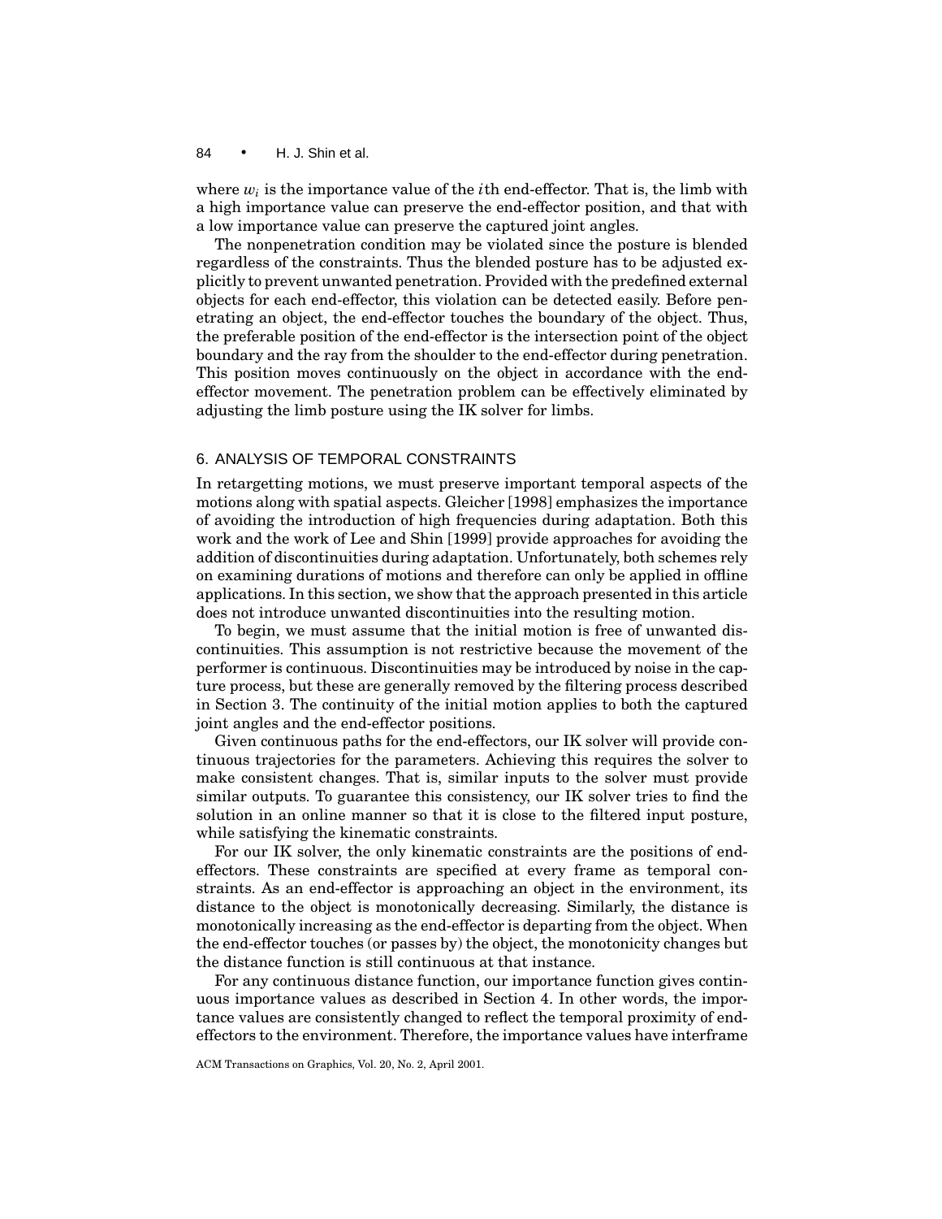where $w_i$ is the importance value of the $i$th end-effector. That is, the limb with a high importance value can preserve the end-effector position, and that with a low importance value can preserve the captured joint angles.

The nonpenetration condition may be violated since the posture is blended regardless of the constraints. Thus the blended posture has to be adjusted explicitly to prevent unwanted penetration. Provided with the predefined external objects for each end-effector, this violation can be detected easily. Before penetrating an object, the end-effector touches the boundary of the object. Thus, the preferable position of the end-effector is the intersection point of the object boundary and the ray from the shoulder to the end-effector during penetration. This position moves continuously on the object in accordance with the end-effector movement. The penetration problem can be effectively eliminated by adjusting the limb posture using the IK solver for limbs.

## 6. ANALYSIS OF TEMPORAL CONSTRAINTS

In retargetting motions, we must preserve important temporal aspects of the motions along with spatial aspects. Gleicher [1998] emphasizes the importance of avoiding the introduction of high frequencies during adaptation. Both this work and the work of Lee and Shin [1999] provide approaches for avoiding the addition of discontinuities during adaptation. Unfortunately, both schemes rely on examining durations of motions and therefore can only be applied in offline applications. In this section, we show that the approach presented in this article does not introduce unwanted discontinuities into the resulting motion.

To begin, we must assume that the initial motion is free of unwanted discontinuities. This assumption is not restrictive because the movement of the performer is continuous. Discontinuities may be introduced by noise in the capture process, but these are generally removed by the filtering process described in Section 3. The continuity of the initial motion applies to both the captured joint angles and the end-effector positions.

Given continuous paths for the end-effectors, our IK solver will provide continuous trajectories for the parameters. Achieving this requires the solver to make consistent changes. That is, similar inputs to the solver must provide similar outputs. To guarantee this consistency, our IK solver tries to find the solution in an online manner so that it is close to the filtered input posture, while satisfying the kinematic constraints.

For our IK solver, the only kinematic constraints are the positions of end-effectors. These constraints are specified at every frame as temporal constraints. As an end-effector is approaching an object in the environment, its distance to the object is monotonically decreasing. Similarly, the distance is monotonically increasing as the end-effector is departing from the object. When the end-effector touches (or passes by) the object, the monotonicity changes but the distance function is still continuous at that instance.

For any continuous distance function, our importance function gives continuous importance values as described in Section 4. In other words, the importance values are consistently changed to reflect the temporal proximity of end-effectors to the environment. Therefore, the importance values have interframe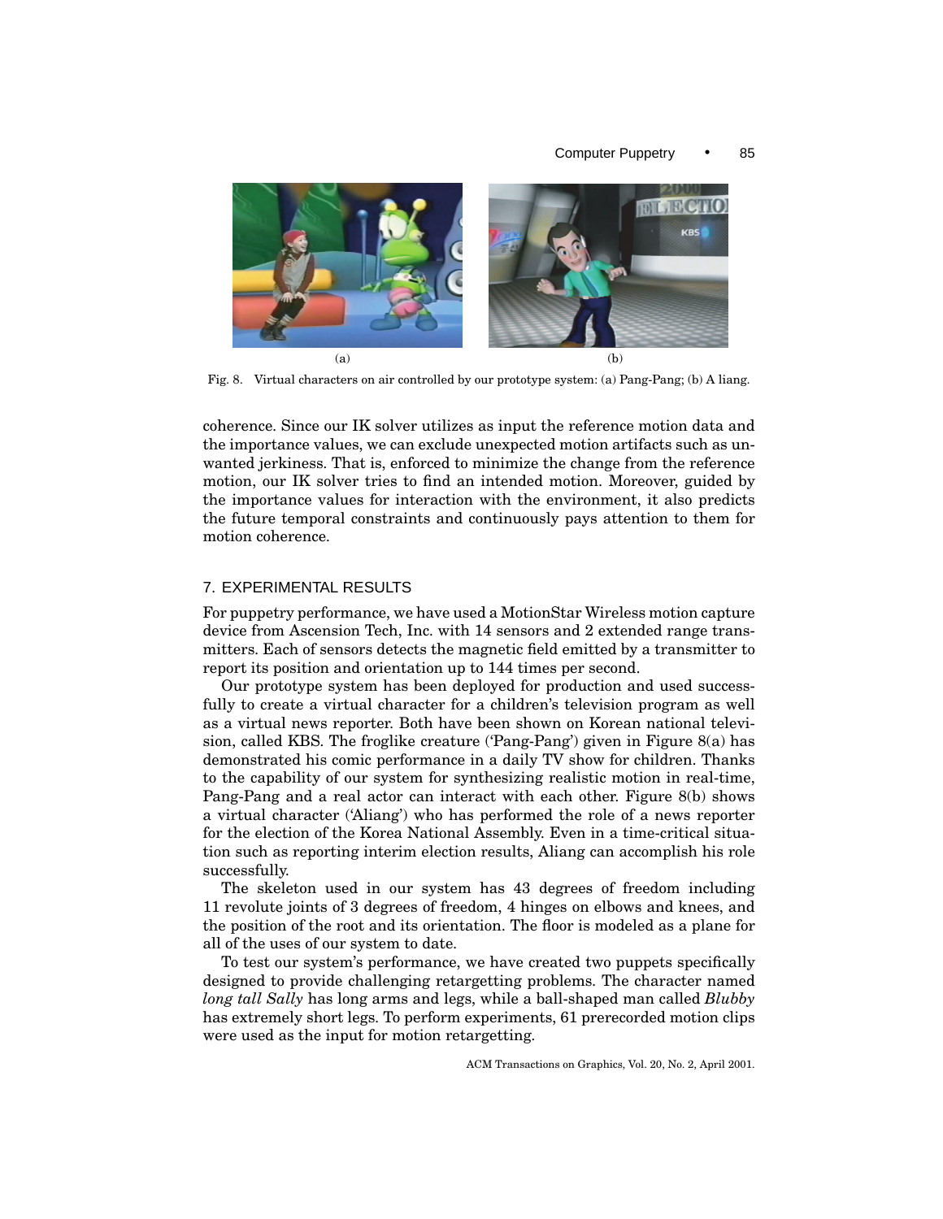Fig. 8. Virtual characters on air controlled by our prototype system: (a) Pang-Pang; (b) A liang.

coherence. Since our IK solver utilizes as input the reference motion data and the importance values, we can exclude unexpected motion artifacts such as unwanted jerkiness. That is, enforced to minimize the change from the reference motion, our IK solver tries to find an intended motion. Moreover, guided by the importance values for interaction with the environment, it also predicts the future temporal constraints and continuously pays attention to them for motion coherence.

## 7. EXPERIMENTAL RESULTS

For puppetry performance, we have used a MotionStar Wireless motion capture device from Ascension Tech, Inc. with 14 sensors and 2 extended range transmitters. Each of sensors detects the magnetic field emitted by a transmitter to report its position and orientation up to 144 times per second.

Our prototype system has been deployed for production and used successfully to create a virtual character for a children's television program as well as a virtual news reporter. Both have been shown on Korean national television, called KBS. The froglike creature ('Pang-Pang') given in Figure 8(a) has demonstrated his comic performance in a daily TV show for children. Thanks to the capability of our system for synthesizing realistic motion in real-time, Pang-Pang and a real actor can interact with each other. Figure 8(b) shows a virtual character ('Aliang') who has performed the role of a news reporter for the election of the Korea National Assembly. Even in a time-critical situation such as reporting interim election results, Aliang can accomplish his role successfully.

The skeleton used in our system has 43 degrees of freedom including 11 revolute joints of 3 degrees of freedom, 4 hinges on elbows and knees, and the position of the root and its orientation. The floor is modeled as a plane for all of the uses of our system to date.

To test our system's performance, we have created two puppets specifically designed to provide challenging retargetting problems. The character named *long tall Sally* has long arms and legs, while a ball-shaped man called *Blubby* has extremely short legs. To perform experiments, 61 prerecorded motion clips were used as the input for motion retargetting.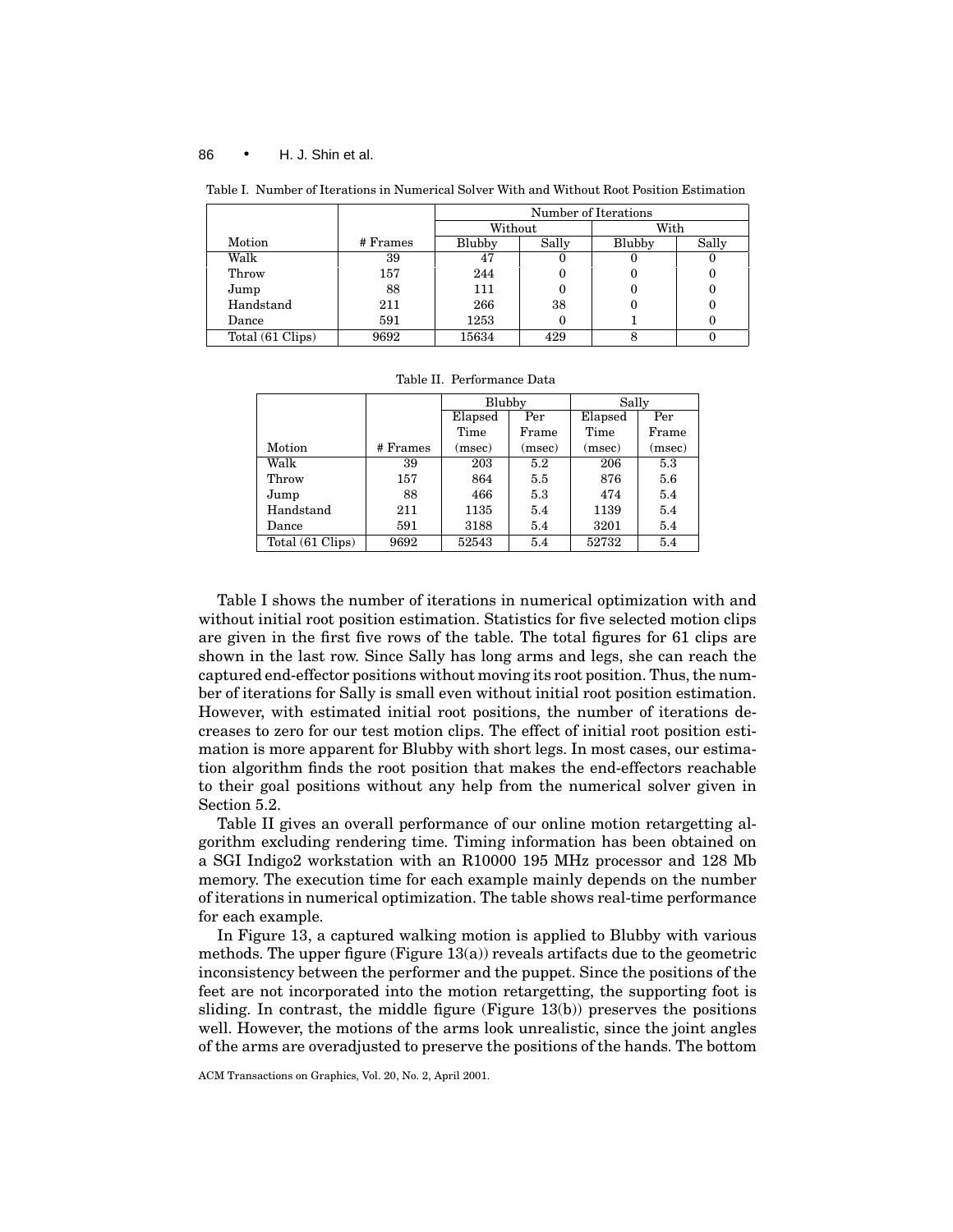Table I. Number of Iterations in Numerical Solver With and Without Root Position Estimation

| | | Number of Iterations | | | |
|---|---|---|---|---|---|
| | | Without | | With | |
| Motion | # Frames | Blubby | Sally | Blubby | Sally |
| Walk | 39 | 47 | 0 | 0 | 0 |
| Throw | 157 | 244 | 0 | 0 | 0 |
| Jump | 88 | 111 | 0 | 0 | 0 |
| Handstand | 211 | 266 | 38 | 0 | 0 |
| Dance | 591 | 1253 | 0 | 1 | 0 |
| Total (61 Clips) | 9692 | 15634 | 429 | 8 | 0 |

Table II. Performance Data

| | | Blubby | | Sally | |
|---|---|---|---|---|---|
| Motion | # Frames | Elapsed Time (msec) | Per Frame (msec) | Elapsed Time (msec) | Per Frame (msec) |
| Walk | 39 | 203 | 5.2 | 206 | 5.3 |
| Throw | 157 | 864 | 5.5 | 876 | 5.6 |
| Jump | 88 | 466 | 5.3 | 474 | 5.4 |
| Handstand | 211 | 1135 | 5.4 | 1139 | 5.4 |
| Dance | 591 | 3188 | 5.4 | 3201 | 5.4 |
| Total (61 Clips) | 9692 | 52543 | 5.4 | 52732 | 5.4 |

Table I shows the number of iterations in numerical optimization with and without initial root position estimation. Statistics for five selected motion clips are given in the first five rows of the table. The total figures for 61 clips are shown in the last row. Since Sally has long arms and legs, she can reach the captured end-effector positions without moving its root position. Thus, the number of iterations for Sally is small even without initial root position estimation. However, with estimated initial root positions, the number of iterations decreases to zero for our test motion clips. The effect of initial root position estimation is more apparent for Blubby with short legs. In most cases, our estimation algorithm finds the root position that makes the end-effectors reachable to their goal positions without any help from the numerical solver given in Section 5.2.

Table II gives an overall performance of our online motion retargetting algorithm excluding rendering time. Timing information has been obtained on a SGI Indigo2 workstation with an R10000 195 MHz processor and 128 Mb memory. The execution time for each example mainly depends on the number of iterations in numerical optimization. The table shows real-time performance for each example.

In Figure 13, a captured walking motion is applied to Blubby with various methods. The upper figure (Figure 13(a)) reveals artifacts due to the geometric inconsistency between the performer and the puppet. Since the positions of the feet are not incorporated into the motion retargetting, the supporting foot is sliding. In contrast, the middle figure (Figure 13(b)) preserves the positions well. However, the motions of the arms look unrealistic, since the joint angles of the arms are overadjusted to preserve the positions of the hands. The bottom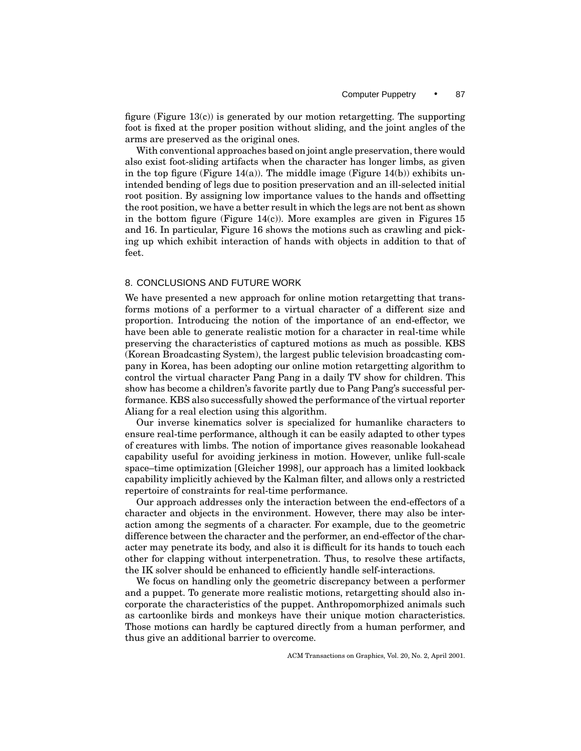figure (Figure 13(c)) is generated by our motion retargetting. The supporting foot is fixed at the proper position without sliding, and the joint angles of the arms are preserved as the original ones.

With conventional approaches based on joint angle preservation, there would also exist foot-sliding artifacts when the character has longer limbs, as given in the top figure (Figure 14(a)). The middle image (Figure 14(b)) exhibits unintended bending of legs due to position preservation and an ill-selected initial root position. By assigning low importance values to the hands and offsetting the root position, we have a better result in which the legs are not bent as shown in the bottom figure (Figure 14(c)). More examples are given in Figures 15 and 16. In particular, Figure 16 shows the motions such as crawling and picking up which exhibit interaction of hands with objects in addition to that of feet.

## 8. CONCLUSIONS AND FUTURE WORK

We have presented a new approach for online motion retargetting that transforms motions of a performer to a virtual character of a different size and proportion. Introducing the notion of the importance of an end-effector, we have been able to generate realistic motion for a character in real-time while preserving the characteristics of captured motions as much as possible. KBS (Korean Broadcasting System), the largest public television broadcasting company in Korea, has been adopting our online motion retargetting algorithm to control the virtual character Pang Pang in a daily TV show for children. This show has become a children's favorite partly due to Pang Pang's successful performance. KBS also successfully showed the performance of the virtual reporter Aliang for a real election using this algorithm.

Our inverse kinematics solver is specialized for humanlike characters to ensure real-time performance, although it can be easily adapted to other types of creatures with limbs. The notion of importance gives reasonable lookahead capability useful for avoiding jerkiness in motion. However, unlike full-scale space–time optimization [Gleicher 1998], our approach has a limited lookback capability implicitly achieved by the Kalman filter, and allows only a restricted repertoire of constraints for real-time performance.

Our approach addresses only the interaction between the end-effectors of a character and objects in the environment. However, there may also be interaction among the segments of a character. For example, due to the geometric difference between the character and the performer, an end-effector of the character may penetrate its body, and also it is difficult for its hands to touch each other for clapping without interpenetration. Thus, to resolve these artifacts, the IK solver should be enhanced to efficiently handle self-interactions.

We focus on handling only the geometric discrepancy between a performer and a puppet. To generate more realistic motions, retargetting should also incorporate the characteristics of the puppet. Anthropomorphized animals such as cartoonlike birds and monkeys have their unique motion characteristics. Those motions can hardly be captured directly from a human performer, and thus give an additional barrier to overcome.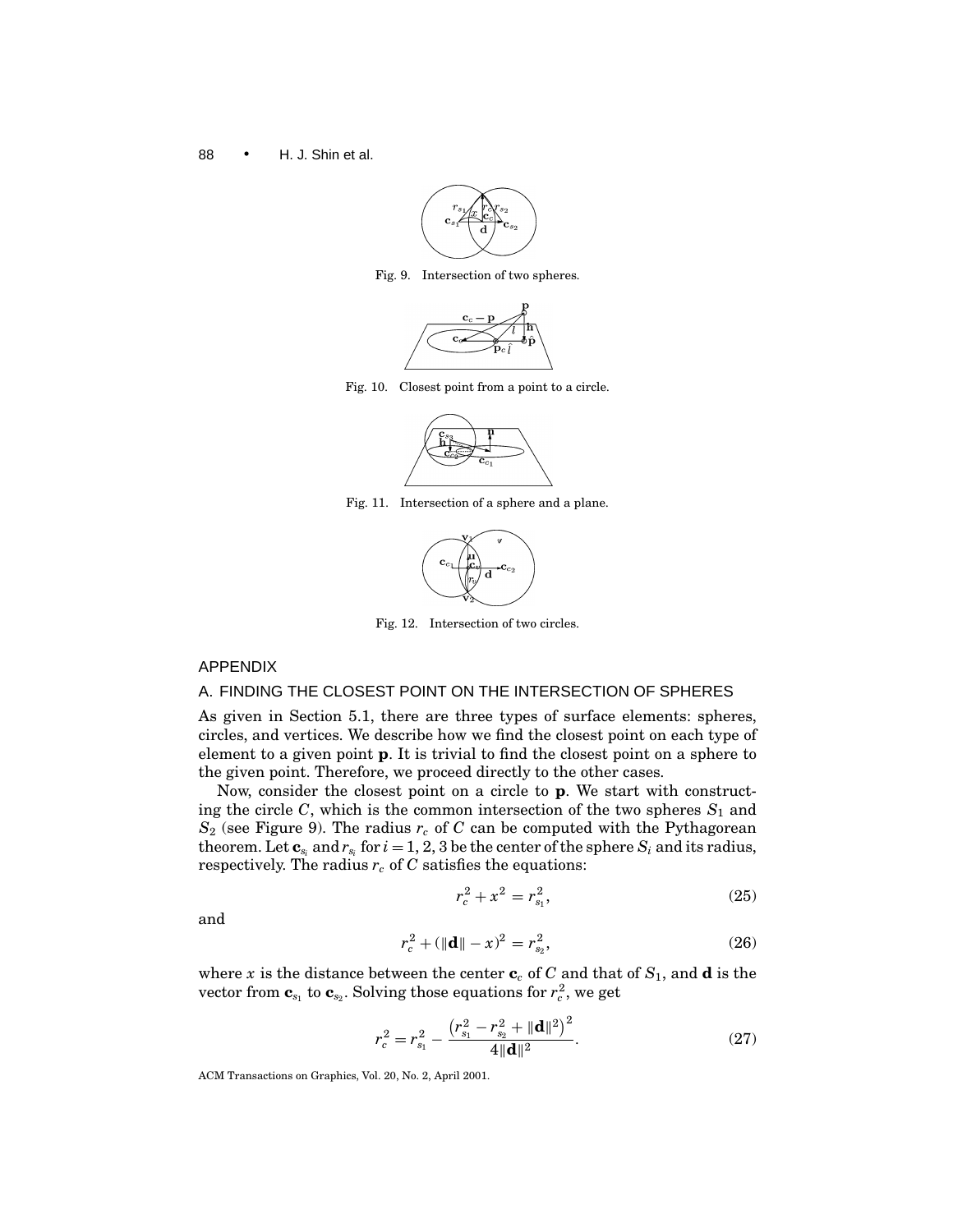Fig. 9. Intersection of two spheres.

Fig. 10. Closest point from a point to a circle.

Fig. 11. Intersection of a sphere and a plane.

Fig. 12. Intersection of two circles.

## APPENDIX

### A. FINDING THE CLOSEST POINT ON THE INTERSECTION OF SPHERES

As given in Section 5.1, there are three types of surface elements: spheres, circles, and vertices. We describe how we find the closest point on each type of element to a given point $\mathbf{p}$. It is trivial to find the closest point on a sphere to the given point. Therefore, we proceed directly to the other cases.

Now, consider the closest point on a circle to $\mathbf{p}$. We start with constructing the circle $C$, which is the common intersection of the two spheres $S_1$ and $S_2$ (see Figure 9). The radius $r_c$ of $C$ can be computed with the Pythagorean theorem. Let $\mathbf{c}_{s_i}$ and $r_{s_i}$ for $i = 1, 2, 3$ be the center of the sphere $S_i$ and its radius, respectively. The radius $r_c$ of $C$ satisfies the equations:

$$r_c^2 + x^2 = r_{s_1}^2, \tag{25}$$

and

$$r_c^2 + (\|\mathbf{d}\| - x)^2 = r_{s_2}^2, \tag{26}$$

where $x$ is the distance between the center $\mathbf{c}_c$ of $C$ and that of $S_1$, and $\mathbf{d}$ is the vector from $\mathbf{c}_{s_1}$ to $\mathbf{c}_{s_2}$. Solving those equations for $r_c^2$, we get

$$r_c^2 = r_{s_1}^2 - \frac{\left(r_{s_1}^2 - r_{s_2}^2 + \|\mathbf{d}\|^2\right)^2}{4\|\mathbf{d}\|^2}. \tag{27}$$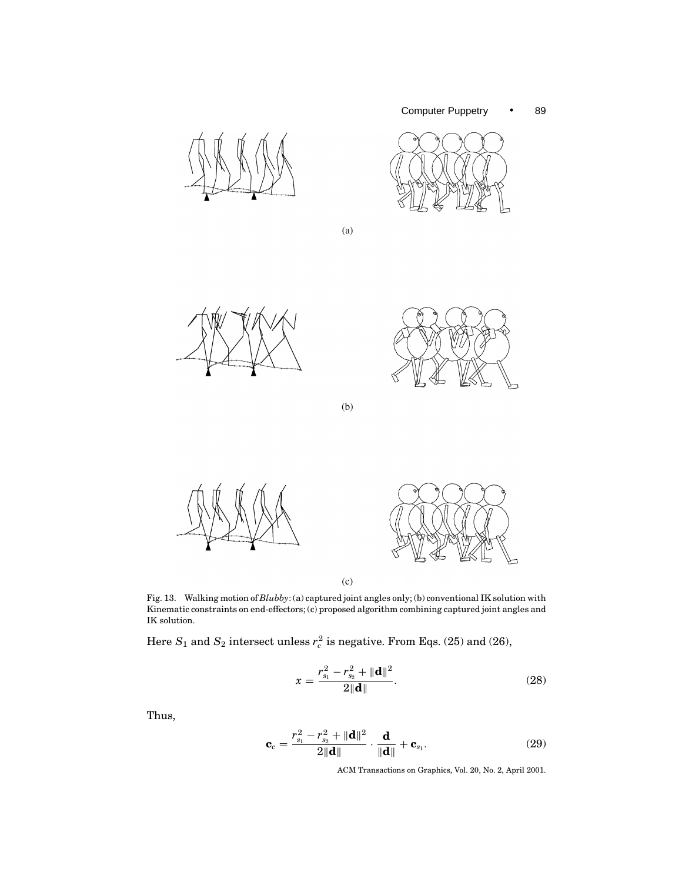(a)

(b)

(c)

Fig. 13. Walking motion of *Blubby*: (a) captured joint angles only; (b) conventional IK solution with Kinematic constraints on end-effectors; (c) proposed algorithm combining captured joint angles and IK solution.

Here $S_1$ and $S_2$ intersect unless $r_c^2$ is negative. From Eqs. (25) and (26),

$$x = \frac{r_{s_1}^2 - r_{s_2}^2 + \|\mathbf{d}\|^2}{2\|\mathbf{d}\|}. \tag{28}$$

Thus,

$$\mathbf{c}_c = \frac{r_{s_1}^2 - r_{s_2}^2 + \|\mathbf{d}\|^2}{2\|\mathbf{d}\|} \cdot \frac{\mathbf{d}}{\|\mathbf{d}\|} + \mathbf{c}_{s_1}. \tag{29}$$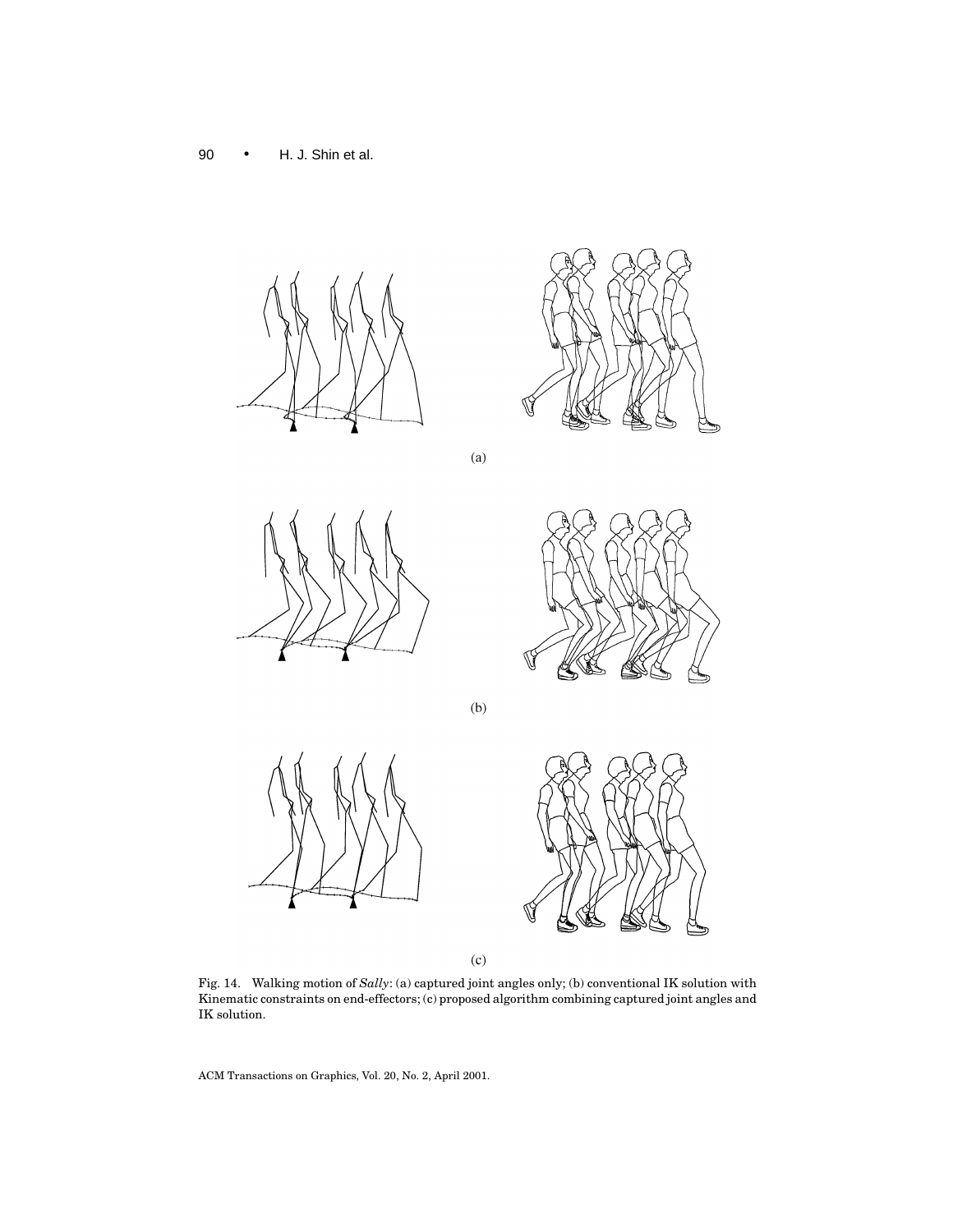(a)

(b)

(c)

Fig. 14. Walking motion of *Sally*: (a) captured joint angles only; (b) conventional IK solution with Kinematic constraints on end-effectors; (c) proposed algorithm combining captured joint angles and IK solution.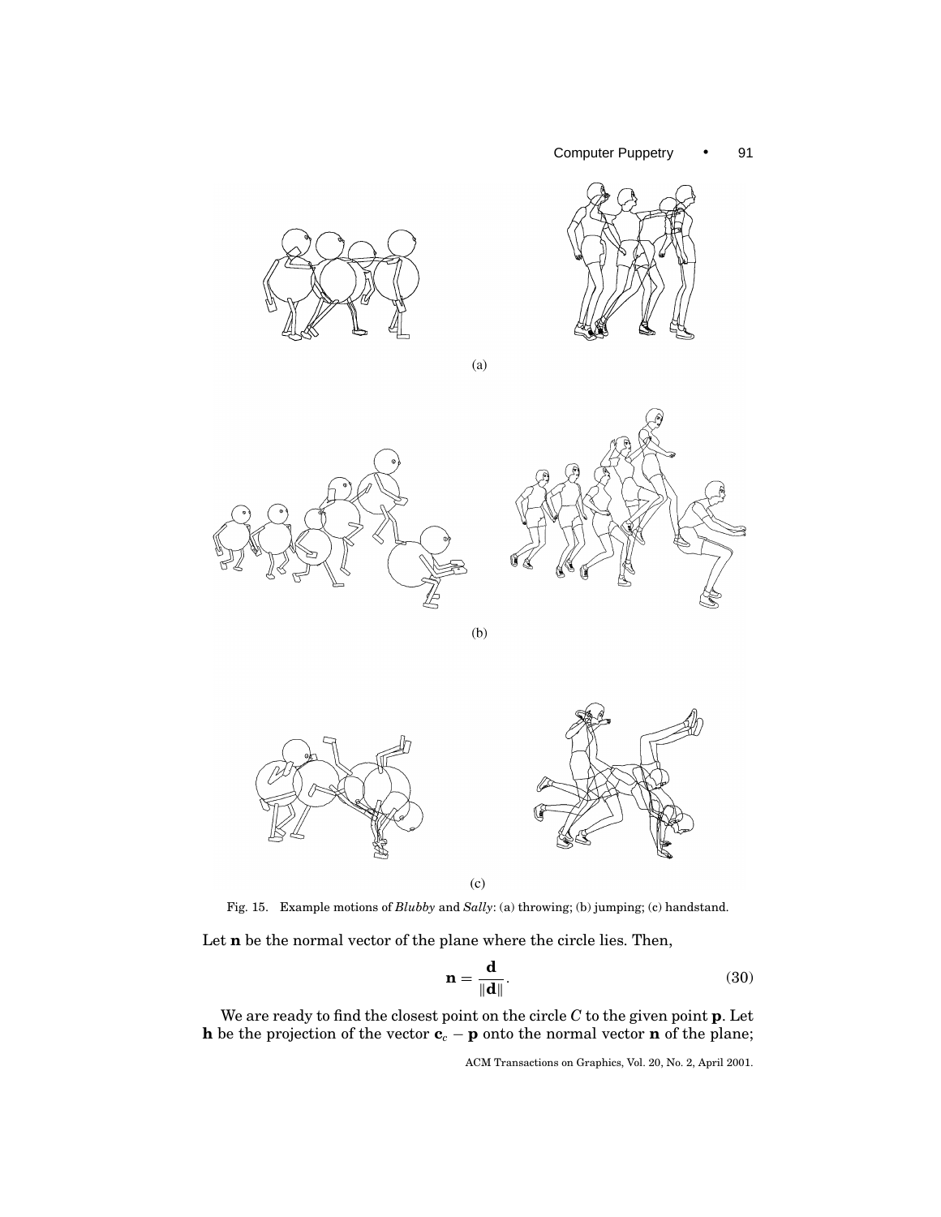(a)

(b)

(c)

Fig. 15. Example motions of *Blubby* and *Sally*: (a) throwing; (b) jumping; (c) handstand.

Let $\mathbf{n}$ be the normal vector of the plane where the circle lies. Then,

$$\mathbf{n} = \frac{\mathbf{d}}{\|\mathbf{d}\|}. \tag{30}$$

We are ready to find the closest point on the circle $C$ to the given point $\mathbf{p}$. Let $\mathbf{h}$ be the projection of the vector $\mathbf{c}_c - \mathbf{p}$ onto the normal vector $\mathbf{n}$ of the plane;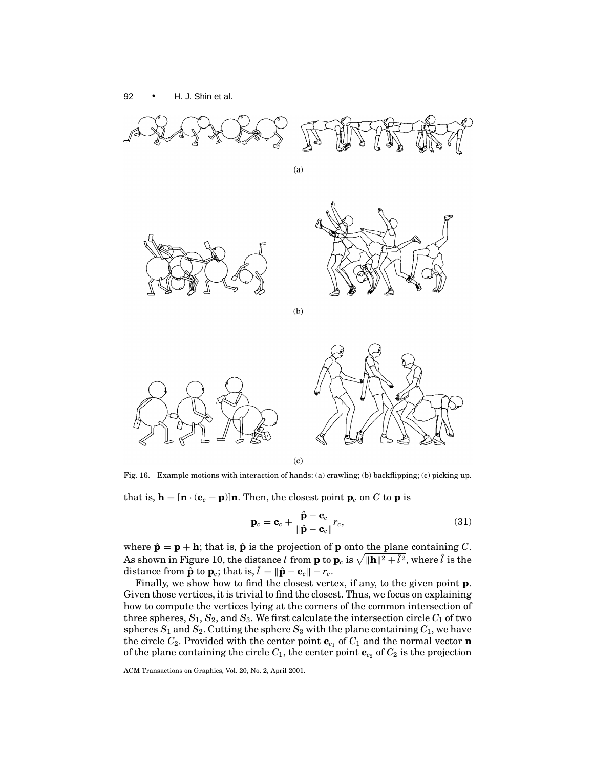(a)

(b)

(c)

Fig. 16. Example motions with interaction of hands: (a) crawling; (b) backflipping; (c) picking up.

that is, $\mathbf{h} = [\mathbf{n} \cdot (\mathbf{c}_c - \mathbf{p})]\mathbf{n}$. Then, the closest point $\mathbf{p}_c$ on $C$ to $\mathbf{p}$ is

$$\mathbf{p}_c = \mathbf{c}_c + \frac{\hat{\mathbf{p}} - \mathbf{c}_c}{\|\hat{\mathbf{p}} - \mathbf{c}_c\|} r_c, \tag{31}$$

where $\hat{\mathbf{p}} = \mathbf{p} + \mathbf{h}$; that is, $\hat{\mathbf{p}}$ is the projection of $\mathbf{p}$ onto the plane containing $C$. As shown in Figure 10, the distance $l$ from $\mathbf{p}$ to $\mathbf{p}_c$ is $\sqrt{\|\mathbf{h}\|^2 + \hat{l}^2}$, where $\hat{l}$ is the distance from $\hat{\mathbf{p}}$ to $\mathbf{p}_c$; that is, $\hat{l} = \|\hat{\mathbf{p}} - \mathbf{c}_c\| - r_c$.

Finally, we show how to find the closest vertex, if any, to the given point $\mathbf{p}$. Given those vertices, it is trivial to find the closest. Thus, we focus on explaining how to compute the vertices lying at the corners of the common intersection of three spheres, $S_1$, $S_2$, and $S_3$. We first calculate the intersection circle $C_1$ of two spheres $S_1$ and $S_2$. Cutting the sphere $S_3$ with the plane containing $C_1$, we have the circle $C_2$. Provided with the center point $\mathbf{c}_{c_1}$ of $C_1$ and the normal vector $\mathbf{n}$ of the plane containing the circle $C_1$, the center point $\mathbf{c}_{c_2}$ of $C_2$ is the projection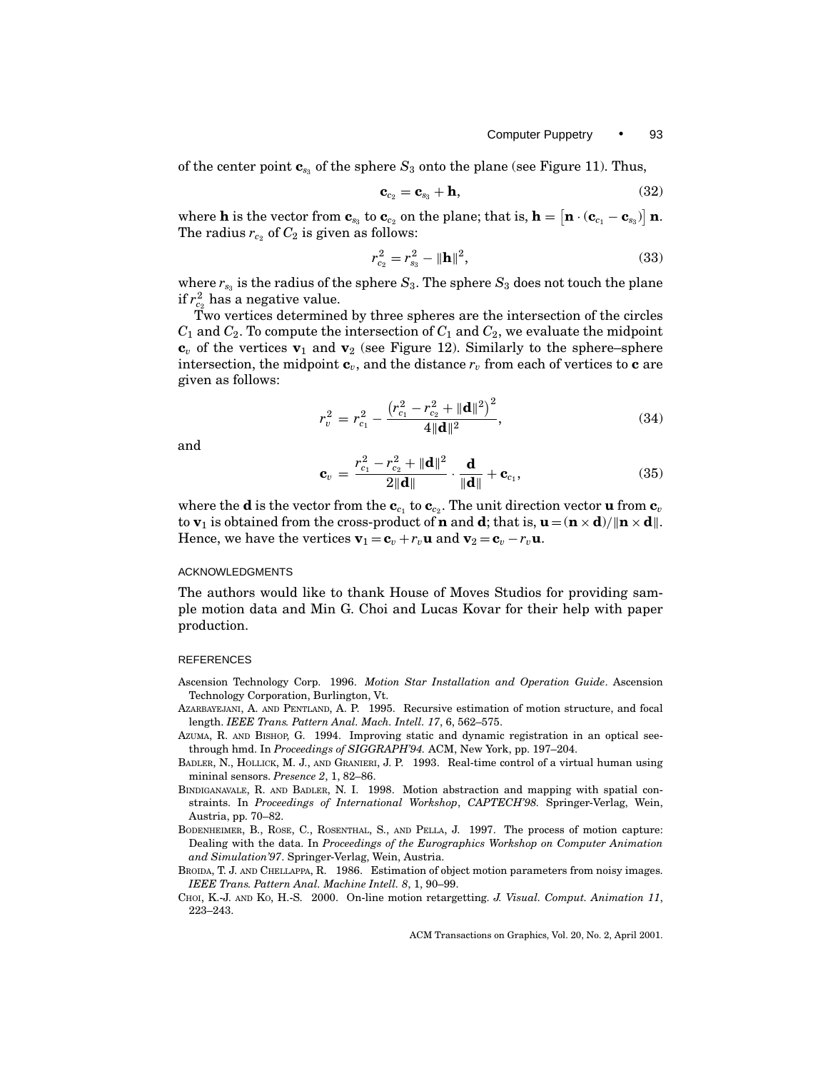of the center point $\mathbf{c}_{s_3}$ of the sphere $S_3$ onto the plane (see Figure 11). Thus,

$$\mathbf{c}_{c_2} = \mathbf{c}_{s_3} + \mathbf{h}, \tag{32}$$

where $\mathbf{h}$ is the vector from $\mathbf{c}_{s_3}$ to $\mathbf{c}_{c_2}$ on the plane; that is, $\mathbf{h} = \left[\mathbf{n} \cdot (\mathbf{c}_{c_1} - \mathbf{c}_{s_3})\right] \mathbf{n}$. The radius $r_{c_2}$ of $C_2$ is given as follows:

$$r_{c_2}^2 = r_{s_3}^2 - \|\mathbf{h}\|^2, \tag{33}$$

where $r_{s_3}$ is the radius of the sphere $S_3$. The sphere $S_3$ does not touch the plane if $r_{c_2}^2$ has a negative value.

Two vertices determined by three spheres are the intersection of the circles $C_1$ and $C_2$. To compute the intersection of $C_1$ and $C_2$, we evaluate the midpoint $\mathbf{c}_v$ of the vertices $\mathbf{v}_1$ and $\mathbf{v}_2$ (see Figure 12). Similarly to the sphere–sphere intersection, the midpoint $\mathbf{c}_v$, and the distance $r_v$ from each of vertices to $\mathbf{c}$ are given as follows:

$$r_v^2 = r_{c_1}^2 - \frac{\left(r_{c_1}^2 - r_{c_2}^2 + \|\mathbf{d}\|^2\right)^2}{4\|\mathbf{d}\|^2}, \tag{34}$$

and

$$\mathbf{c}_v = \frac{r_{c_1}^2 - r_{c_2}^2 + \|\mathbf{d}\|^2}{2\|\mathbf{d}\|} \cdot \frac{\mathbf{d}}{\|\mathbf{d}\|} + \mathbf{c}_{c_1}, \tag{35}$$

where the $\mathbf{d}$ is the vector from the $\mathbf{c}_{c_1}$ to $\mathbf{c}_{c_2}$. The unit direction vector $\mathbf{u}$ from $\mathbf{c}_v$ to $\mathbf{v}_1$ is obtained from the cross-product of $\mathbf{n}$ and $\mathbf{d}$; that is, $\mathbf{u} = (\mathbf{n} \times \mathbf{d})/\|\mathbf{n} \times \mathbf{d}\|$. Hence, we have the vertices $\mathbf{v}_1 = \mathbf{c}_v + r_v\mathbf{u}$ and $\mathbf{v}_2 = \mathbf{c}_v - r_v\mathbf{u}$.

## ACKNOWLEDGMENTS

The authors would like to thank House of Moves Studios for providing sample motion data and Min G. Choi and Lucas Kovar for their help with paper production.

## REFERENCES

Ascension Technology Corp. 1996. *Motion Star Installation and Operation Guide*. Ascension Technology Corporation, Burlington, Vt.

Azarbayejani, A. and Pentland, A. P. 1995. Recursive estimation of motion structure, and focal length. *IEEE Trans. Pattern Anal. Mach. Intell. 17*, 6, 562–575.

Azuma, R. and Bishop, G. 1994. Improving static and dynamic registration in an optical see-through hmd. In *Proceedings of SIGGRAPH'94.* ACM, New York, pp. 197–204.

Badler, N., Hollick, M. J., and Granieri, J. P. 1993. Real-time control of a virtual human using mininal sensors. *Presence 2*, 1, 82–86.

Bindiganavale, R. and Badler, N. I. 1998. Motion abstraction and mapping with spatial constraints. In *Proceedings of International Workshop*, *CAPTECH'98.* Springer-Verlag, Wein, Austria, pp. 70–82.

Bodenheimer, B., Rose, C., Rosenthal, S., and Pella, J. 1997. The process of motion capture: Dealing with the data. In *Proceedings of the Eurographics Workshop on Computer Animation and Simulation'97*. Springer-Verlag, Wein, Austria.

Broida, T. J. and Chellappa, R. 1986. Estimation of object motion parameters from noisy images. *IEEE Trans. Pattern Anal. Machine Intell. 8*, 1, 90–99.

Choi, K.-J. and Ko, H.-S. 2000. On-line motion retargetting. *J. Visual. Comput. Animation 11*, 223–243.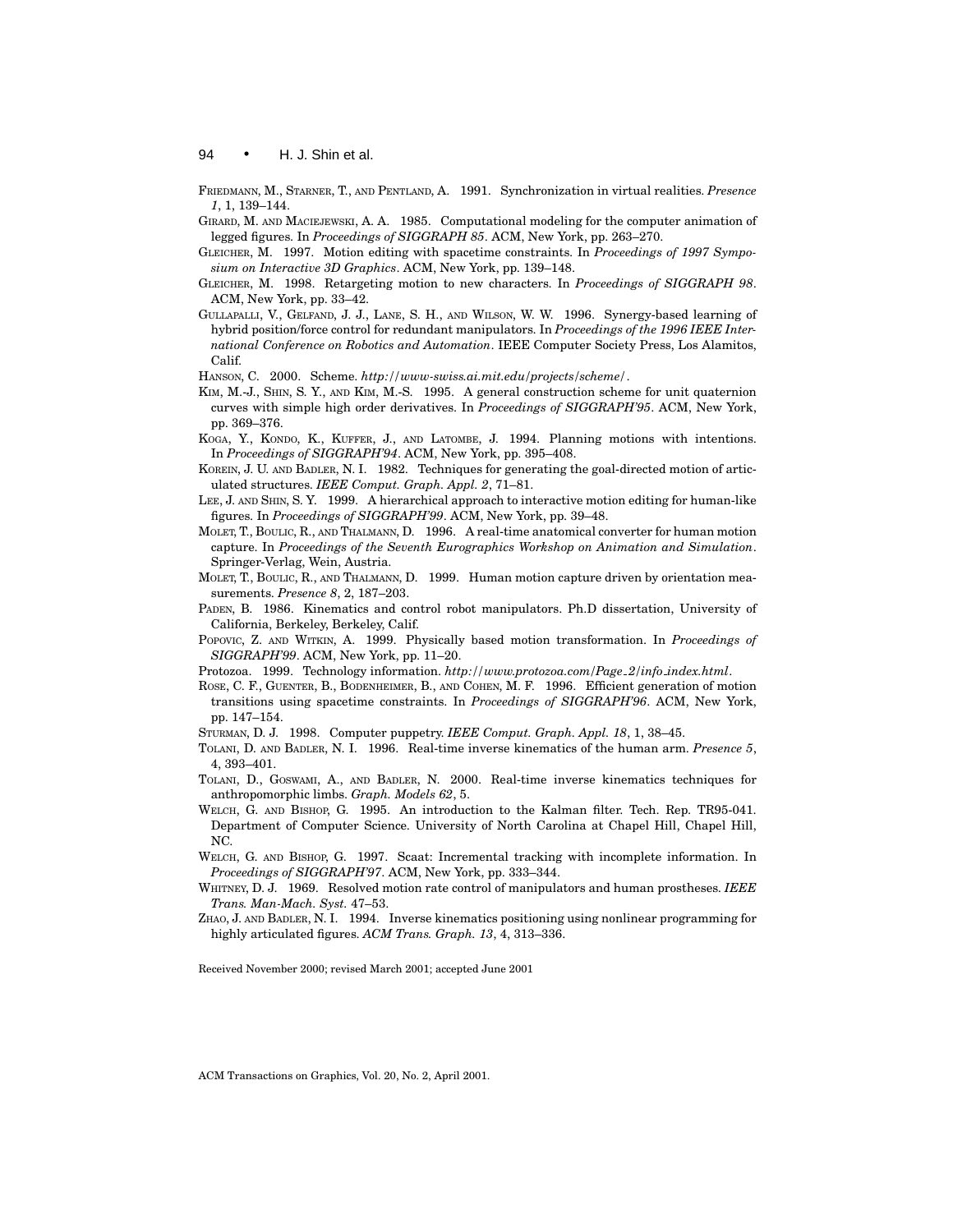FRIEDMANN, M., STARNER, T., AND PENTLAND, A. 1991. Synchronization in virtual realities. *Presence 1*, 1, 139–144.

GIRARD, M. AND MACIEJEWSKI, A. A. 1985. Computational modeling for the computer animation of legged figures. In *Proceedings of SIGGRAPH 85*. ACM, New York, pp. 263–270.

GLEICHER, M. 1997. Motion editing with spacetime constraints. In *Proceedings of 1997 Symposium on Interactive 3D Graphics*. ACM, New York, pp. 139–148.

GLEICHER, M. 1998. Retargeting motion to new characters. In *Proceedings of SIGGRAPH 98*. ACM, New York, pp. 33–42.

GULLAPALLI, V., GELFAND, J. J., LANE, S. H., AND WILSON, W. W. 1996. Synergy-based learning of hybrid position/force control for redundant manipulators. In *Proceedings of the 1996 IEEE International Conference on Robotics and Automation*. IEEE Computer Society Press, Los Alamitos, Calif.

HANSON, C. 2000. Scheme. *http://www-swiss.ai.mit.edu/projects/scheme/*.

KIM, M.-J., SHIN, S. Y., AND KIM, M.-S. 1995. A general construction scheme for unit quaternion curves with simple high order derivatives. In *Proceedings of SIGGRAPH'95*. ACM, New York, pp. 369–376.

KOGA, Y., KONDO, K., KUFFER, J., AND LATOMBE, J. 1994. Planning motions with intentions. In *Proceedings of SIGGRAPH'94*. ACM, New York, pp. 395–408.

KOREIN, J. U. AND BADLER, N. I. 1982. Techniques for generating the goal-directed motion of articulated structures. *IEEE Comput. Graph. Appl. 2*, 71–81.

LEE, J. AND SHIN, S. Y. 1999. A hierarchical approach to interactive motion editing for human-like figures. In *Proceedings of SIGGRAPH'99*. ACM, New York, pp. 39–48.

MOLET, T., BOULIC, R., AND THALMANN, D. 1996. A real-time anatomical converter for human motion capture. In *Proceedings of the Seventh Eurographics Workshop on Animation and Simulation*. Springer-Verlag, Wein, Austria.

MOLET, T., BOULIC, R., AND THALMANN, D. 1999. Human motion capture driven by orientation measurements. *Presence 8*, 2, 187–203.

PADEN, B. 1986. Kinematics and control robot manipulators. Ph.D dissertation, University of California, Berkeley, Berkeley, Calif.

POPOVIC, Z. AND WITKIN, A. 1999. Physically based motion transformation. In *Proceedings of SIGGRAPH'99*. ACM, New York, pp. 11–20.

Protozoa. 1999. Technology information. *http://www.protozoa.com/Page_2/info_index.html*.

ROSE, C. F., GUENTER, B., BODENHEIMER, B., AND COHEN, M. F. 1996. Efficient generation of motion transitions using spacetime constraints. In *Proceedings of SIGGRAPH'96*. ACM, New York, pp. 147–154.

STURMAN, D. J. 1998. Computer puppetry. *IEEE Comput. Graph. Appl. 18*, 1, 38–45.

TOLANI, D. AND BADLER, N. I. 1996. Real-time inverse kinematics of the human arm. *Presence 5*, 4, 393–401.

TOLANI, D., GOSWAMI, A., AND BADLER, N. 2000. Real-time inverse kinematics techniques for anthropomorphic limbs. *Graph. Models 62*, 5.

WELCH, G. AND BISHOP, G. 1995. An introduction to the Kalman filter. Tech. Rep. TR95-041. Department of Computer Science. University of North Carolina at Chapel Hill, Chapel Hill, NC.

WELCH, G. AND BISHOP, G. 1997. Scaat: Incremental tracking with incomplete information. In *Proceedings of SIGGRAPH'97*. ACM, New York, pp. 333–344.

WHITNEY, D. J. 1969. Resolved motion rate control of manipulators and human prostheses. *IEEE Trans. Man-Mach. Syst.* 47–53.

ZHAO, J. AND BADLER, N. I. 1994. Inverse kinematics positioning using nonlinear programming for highly articulated figures. *ACM Trans. Graph. 13*, 4, 313–336.

Received November 2000; revised March 2001; accepted June 2001